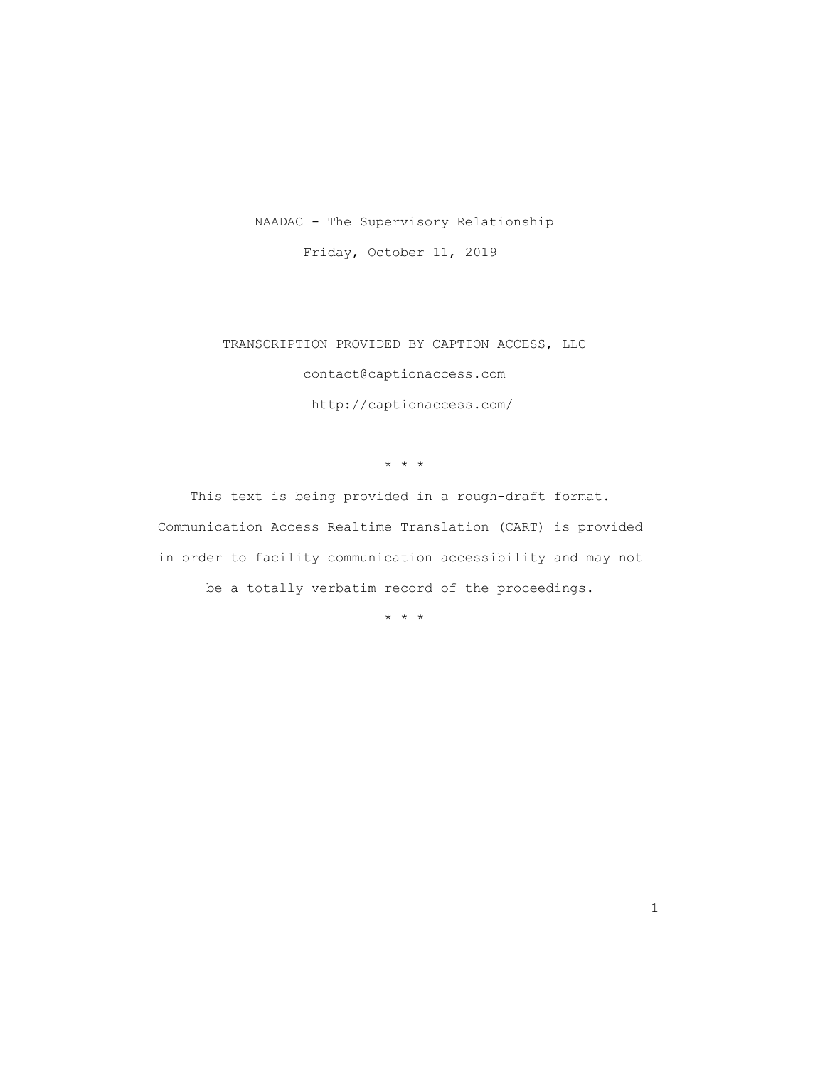NAADAC - The Supervisory Relationship

Friday, October 11, 2019

TRANSCRIPTION PROVIDED BY CAPTION ACCESS, LLC

contact@captionaccess.com

http://captionaccess.com/

* * *

This text is being provided in a rough-draft format. Communication Access Realtime Translation (CART) is provided in order to facility communication accessibility and may not be a totally verbatim record of the proceedings.

* * *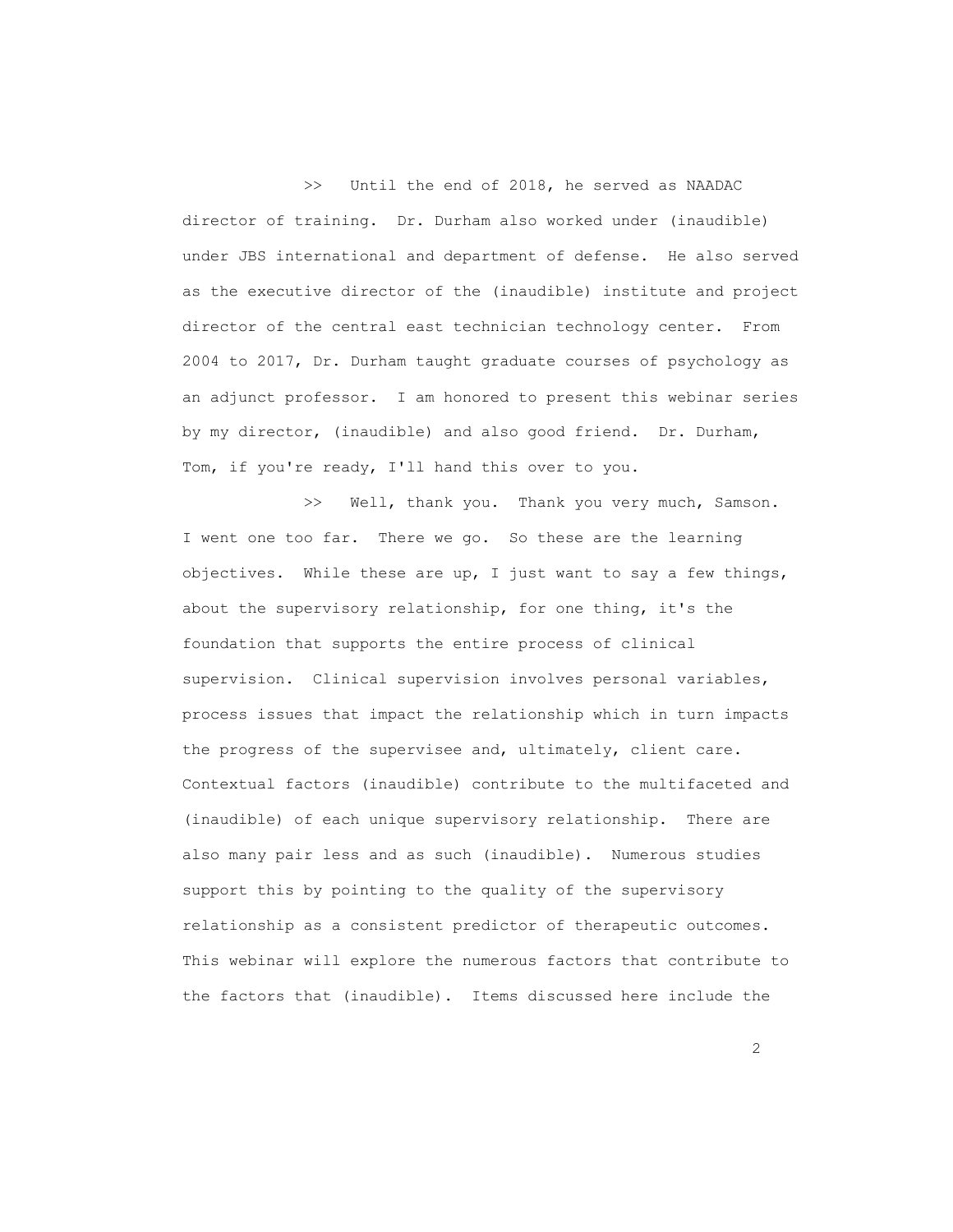>> Until the end of 2018, he served as NAADAC director of training. Dr. Durham also worked under (inaudible) under JBS international and department of defense. He also served as the executive director of the (inaudible) institute and project director of the central east technician technology center. From 2004 to 2017, Dr. Durham taught graduate courses of psychology as an adjunct professor. I am honored to present this webinar series by my director, (inaudible) and also good friend. Dr. Durham, Tom, if you're ready, I'll hand this over to you.

>> Well, thank you. Thank you very much, Samson. I went one too far. There we go. So these are the learning objectives. While these are up, I just want to say a few things, about the supervisory relationship, for one thing, it's the foundation that supports the entire process of clinical supervision. Clinical supervision involves personal variables, process issues that impact the relationship which in turn impacts the progress of the supervisee and, ultimately, client care. Contextual factors (inaudible) contribute to the multifaceted and (inaudible) of each unique supervisory relationship. There are also many pair less and as such (inaudible). Numerous studies support this by pointing to the quality of the supervisory relationship as a consistent predictor of therapeutic outcomes. This webinar will explore the numerous factors that contribute to the factors that (inaudible). Items discussed here include the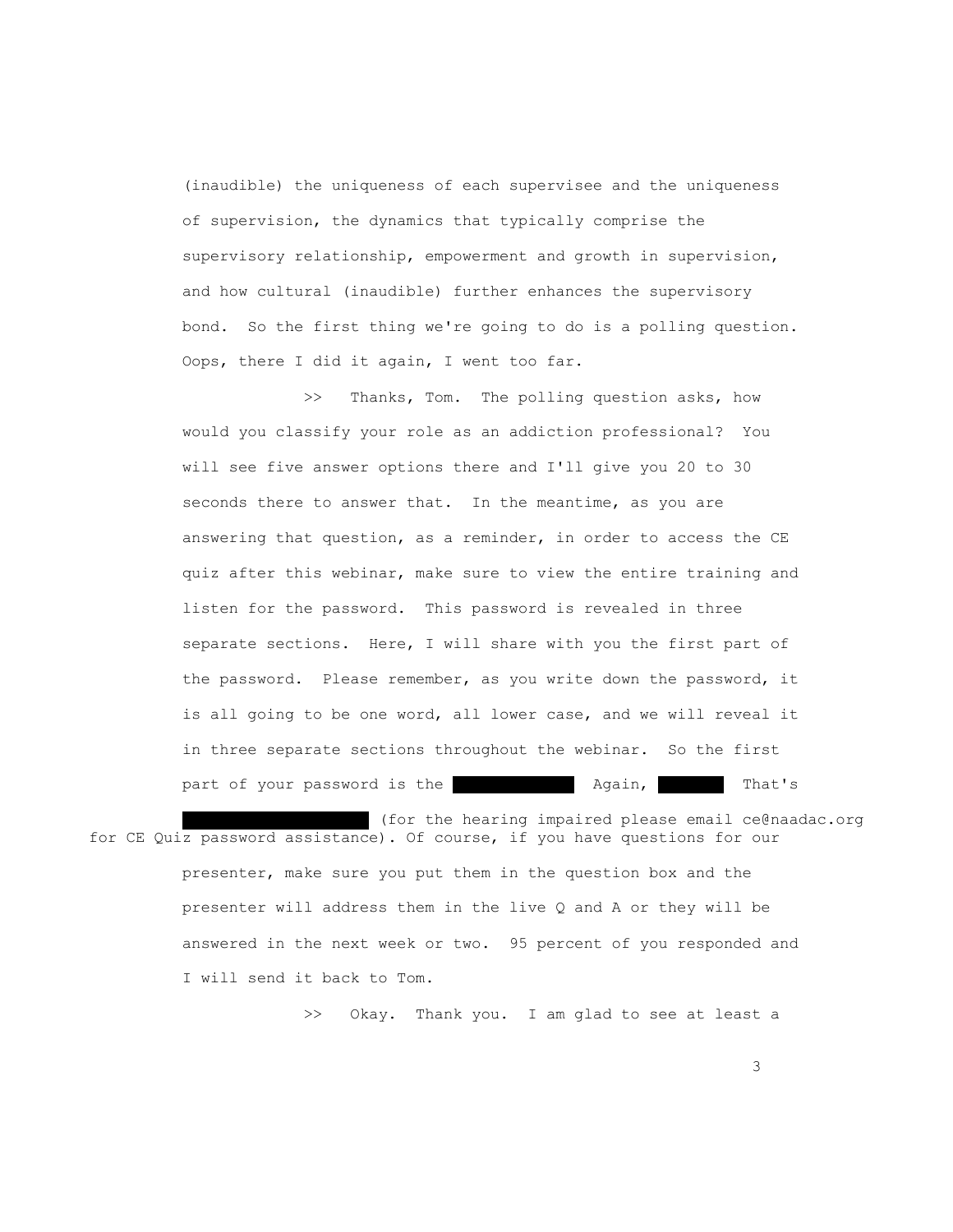(inaudible) the uniqueness of each supervisee and the uniqueness of supervision, the dynamics that typically comprise the supervisory relationship, empowerment and growth in supervision, and how cultural (inaudible) further enhances the supervisory bond. So the first thing we're going to do is a polling question. Oops, there I did it again, I went too far.

>> Thanks, Tom. The polling question asks, how would you classify your role as an addiction professional? You will see five answer options there and I'll give you 20 to 30 seconds there to answer that. In the meantime, as you are answering that question, as a reminder, in order to access the CE quiz after this webinar, make sure to view the entire training and listen for the password. This password is revealed in three separate sections. Here, I will share with you the first part of the password. Please remember, as you write down the password, it is all going to be one word, all lower case, and we will reveal it in three separate sections throughout the webinar. So the first part of your password is the ██████ Again, ██████ That's ██████ (for the hearing impaired please email ce@naadac.org for CE Quiz password assistance). Of course, if you have questions for our presenter, make sure you put them in the question box and the presenter will address them in the live Q and A or they will be answered in the next week or two. 95 percent of you responded and I will send it back to Tom.

>> Okay. Thank you. I am glad to see at least a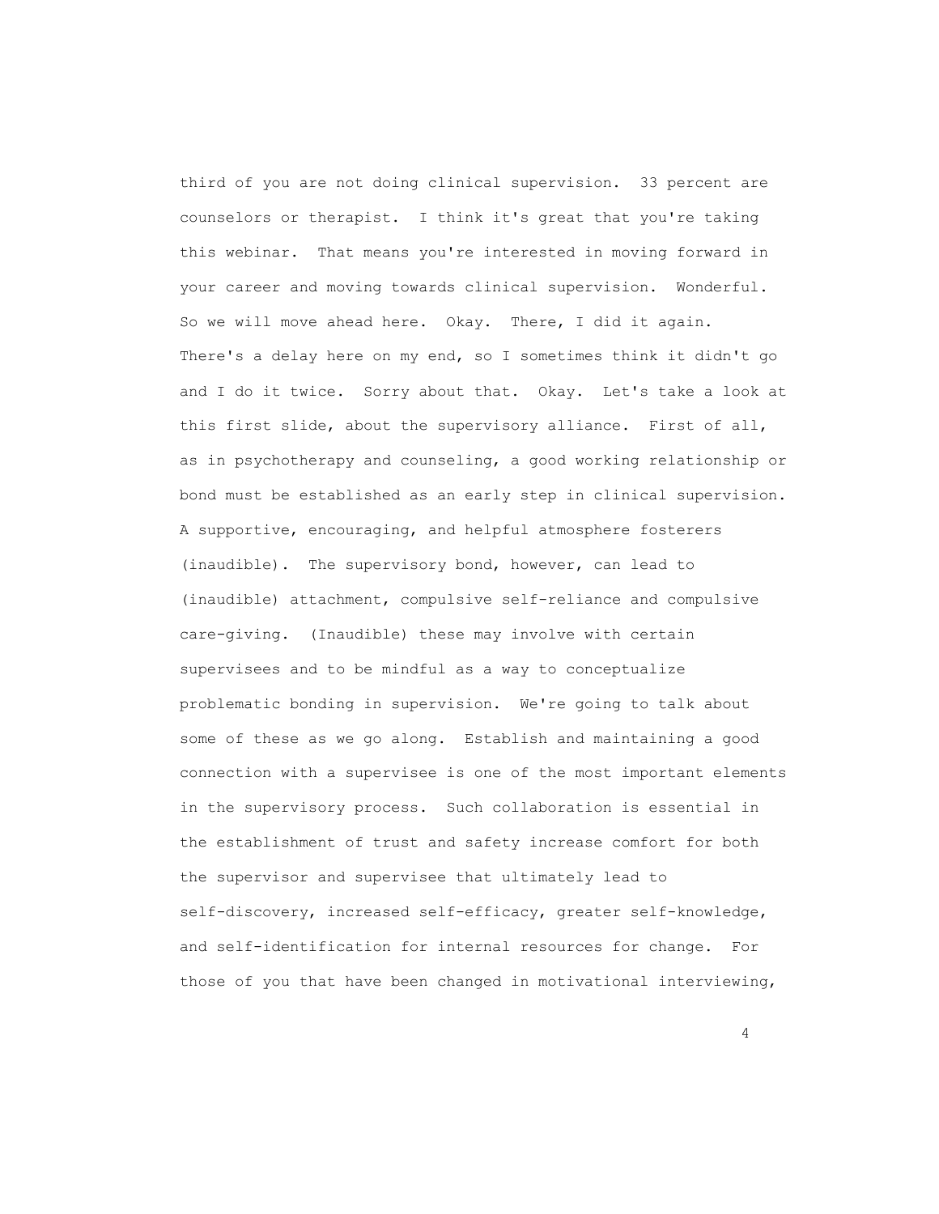third of you are not doing clinical supervision. 33 percent are counselors or therapist. I think it's great that you're taking this webinar. That means you're interested in moving forward in your career and moving towards clinical supervision. Wonderful. So we will move ahead here. Okay. There, I did it again. There's a delay here on my end, so I sometimes think it didn't go and I do it twice. Sorry about that. Okay. Let's take a look at this first slide, about the supervisory alliance. First of all, as in psychotherapy and counseling, a good working relationship or bond must be established as an early step in clinical supervision. A supportive, encouraging, and helpful atmosphere fosterers (inaudible). The supervisory bond, however, can lead to (inaudible) attachment, compulsive self-reliance and compulsive care-giving. (Inaudible) these may involve with certain supervisees and to be mindful as a way to conceptualize problematic bonding in supervision. We're going to talk about some of these as we go along. Establish and maintaining a good connection with a supervisee is one of the most important elements in the supervisory process. Such collaboration is essential in the establishment of trust and safety increase comfort for both the supervisor and supervisee that ultimately lead to self-discovery, increased self-efficacy, greater self-knowledge, and self-identification for internal resources for change. For those of you that have been changed in motivational interviewing,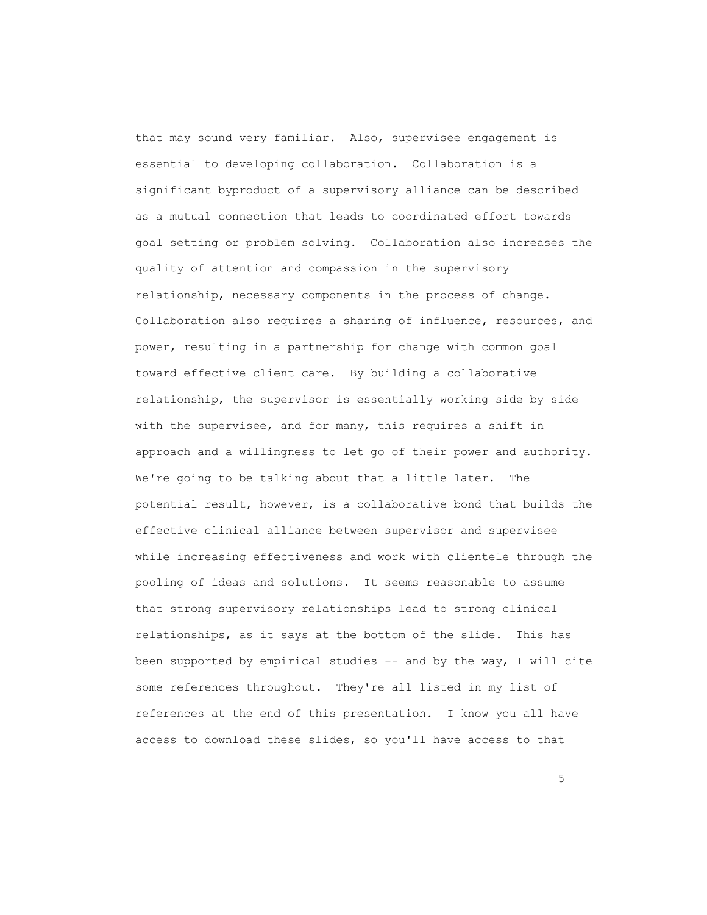that may sound very familiar. Also, supervisee engagement is essential to developing collaboration. Collaboration is a significant byproduct of a supervisory alliance can be described as a mutual connection that leads to coordinated effort towards goal setting or problem solving. Collaboration also increases the quality of attention and compassion in the supervisory relationship, necessary components in the process of change. Collaboration also requires a sharing of influence, resources, and power, resulting in a partnership for change with common goal toward effective client care. By building a collaborative relationship, the supervisor is essentially working side by side with the supervisee, and for many, this requires a shift in approach and a willingness to let go of their power and authority. We're going to be talking about that a little later. The potential result, however, is a collaborative bond that builds the effective clinical alliance between supervisor and supervisee while increasing effectiveness and work with clientele through the pooling of ideas and solutions. It seems reasonable to assume that strong supervisory relationships lead to strong clinical relationships, as it says at the bottom of the slide. This has been supported by empirical studies -- and by the way, I will cite some references throughout. They're all listed in my list of references at the end of this presentation. I know you all have access to download these slides, so you'll have access to that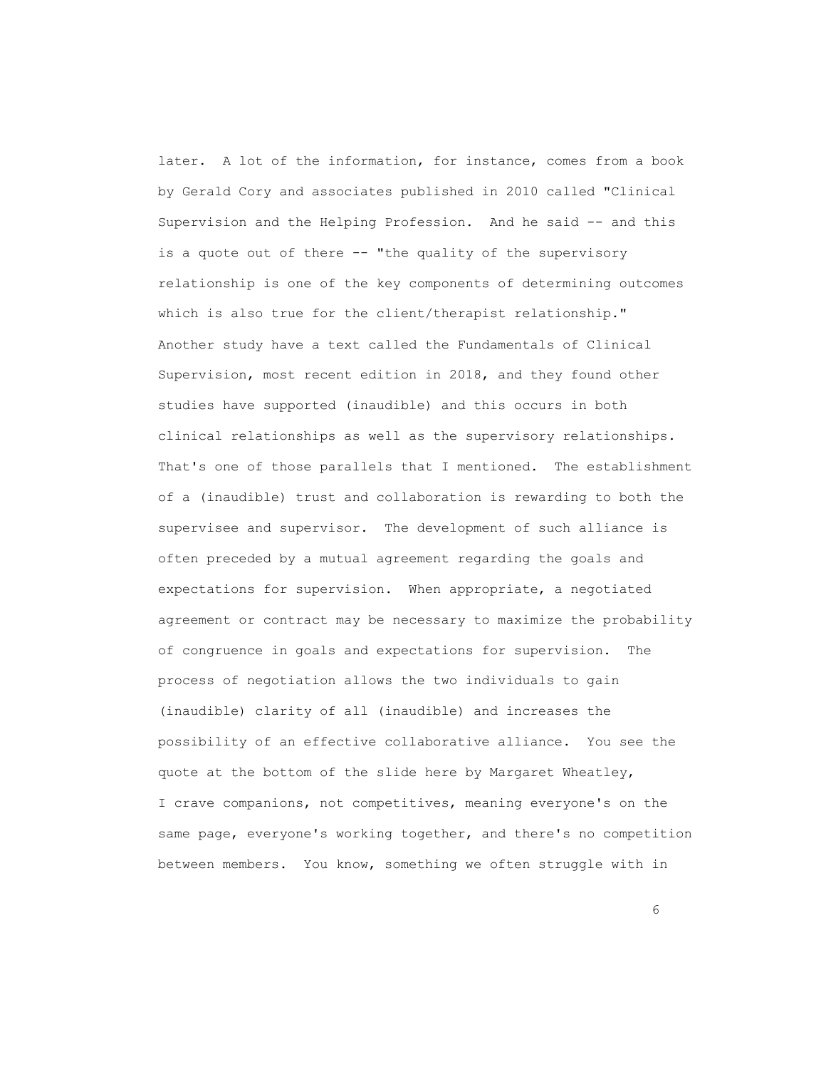later. A lot of the information, for instance, comes from a book by Gerald Cory and associates published in 2010 called "Clinical Supervision and the Helping Profession. And he said -- and this is a quote out of there -- "the quality of the supervisory relationship is one of the key components of determining outcomes which is also true for the client/therapist relationship." Another study have a text called the Fundamentals of Clinical Supervision, most recent edition in 2018, and they found other studies have supported (inaudible) and this occurs in both clinical relationships as well as the supervisory relationships. That's one of those parallels that I mentioned. The establishment of a (inaudible) trust and collaboration is rewarding to both the supervisee and supervisor. The development of such alliance is often preceded by a mutual agreement regarding the goals and expectations for supervision. When appropriate, a negotiated agreement or contract may be necessary to maximize the probability of congruence in goals and expectations for supervision. The process of negotiation allows the two individuals to gain (inaudible) clarity of all (inaudible) and increases the possibility of an effective collaborative alliance. You see the quote at the bottom of the slide here by Margaret Wheatley, I crave companions, not competitives, meaning everyone's on the same page, everyone's working together, and there's no competition between members. You know, something we often struggle with in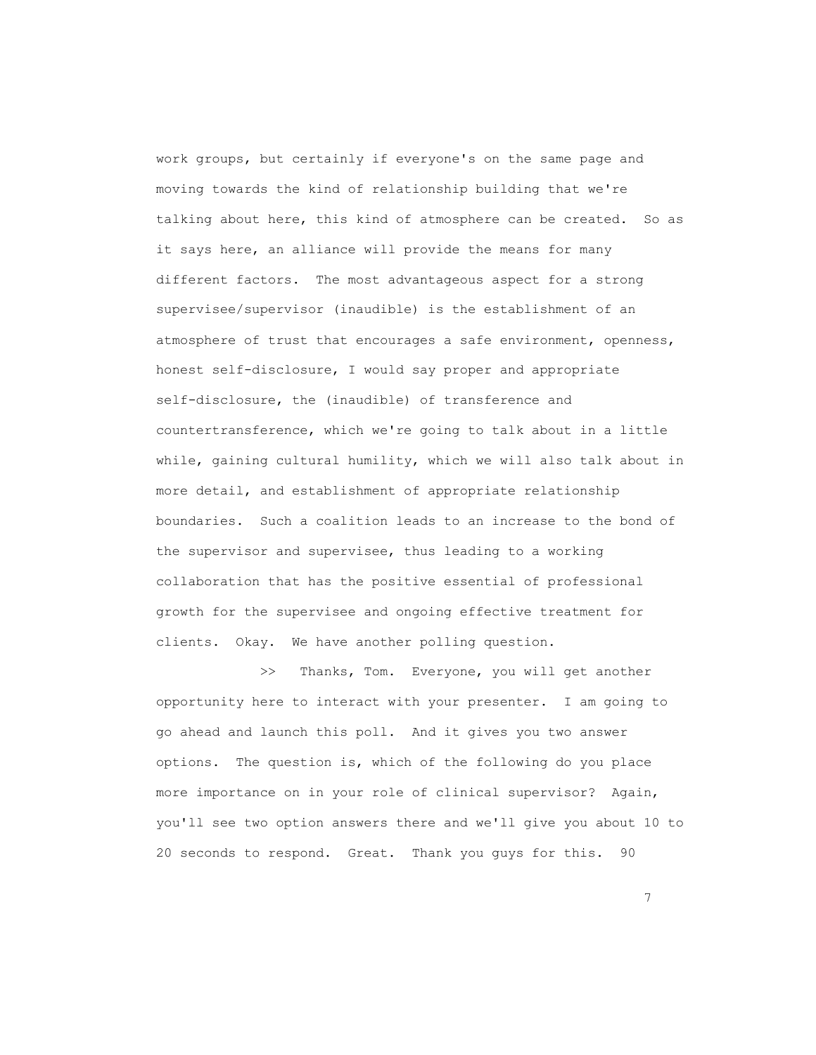work groups, but certainly if everyone's on the same page and moving towards the kind of relationship building that we're talking about here, this kind of atmosphere can be created. So as it says here, an alliance will provide the means for many different factors. The most advantageous aspect for a strong supervisee/supervisor (inaudible) is the establishment of an atmosphere of trust that encourages a safe environment, openness, honest self-disclosure, I would say proper and appropriate self-disclosure, the (inaudible) of transference and countertransference, which we're going to talk about in a little while, gaining cultural humility, which we will also talk about in more detail, and establishment of appropriate relationship boundaries. Such a coalition leads to an increase to the bond of the supervisor and supervisee, thus leading to a working collaboration that has the positive essential of professional growth for the supervisee and ongoing effective treatment for clients. Okay. We have another polling question.

>> Thanks, Tom. Everyone, you will get another opportunity here to interact with your presenter. I am going to go ahead and launch this poll. And it gives you two answer options. The question is, which of the following do you place more importance on in your role of clinical supervisor? Again, you'll see two option answers there and we'll give you about 10 to 20 seconds to respond. Great. Thank you guys for this. 90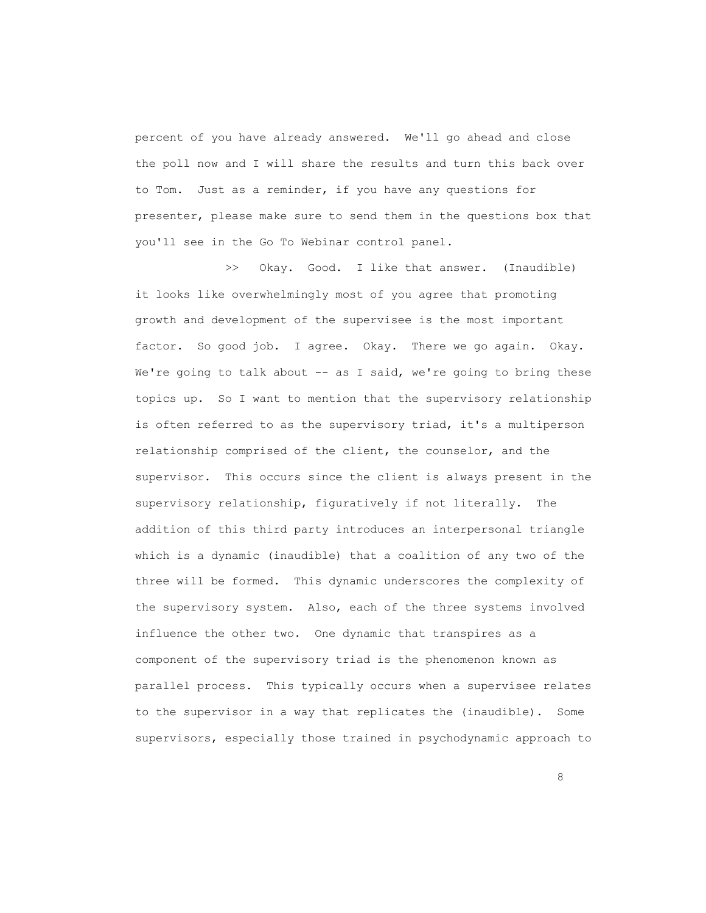percent of you have already answered. We'll go ahead and close the poll now and I will share the results and turn this back over to Tom. Just as a reminder, if you have any questions for presenter, please make sure to send them in the questions box that you'll see in the Go To Webinar control panel.

>> Okay. Good. I like that answer. (Inaudible) it looks like overwhelmingly most of you agree that promoting growth and development of the supervisee is the most important factor. So good job. I agree. Okay. There we go again. Okay. We're going to talk about -- as I said, we're going to bring these topics up. So I want to mention that the supervisory relationship is often referred to as the supervisory triad, it's a multiperson relationship comprised of the client, the counselor, and the supervisor. This occurs since the client is always present in the supervisory relationship, figuratively if not literally. The addition of this third party introduces an interpersonal triangle which is a dynamic (inaudible) that a coalition of any two of the three will be formed. This dynamic underscores the complexity of the supervisory system. Also, each of the three systems involved influence the other two. One dynamic that transpires as a component of the supervisory triad is the phenomenon known as parallel process. This typically occurs when a supervisee relates to the supervisor in a way that replicates the (inaudible). Some supervisors, especially those trained in psychodynamic approach to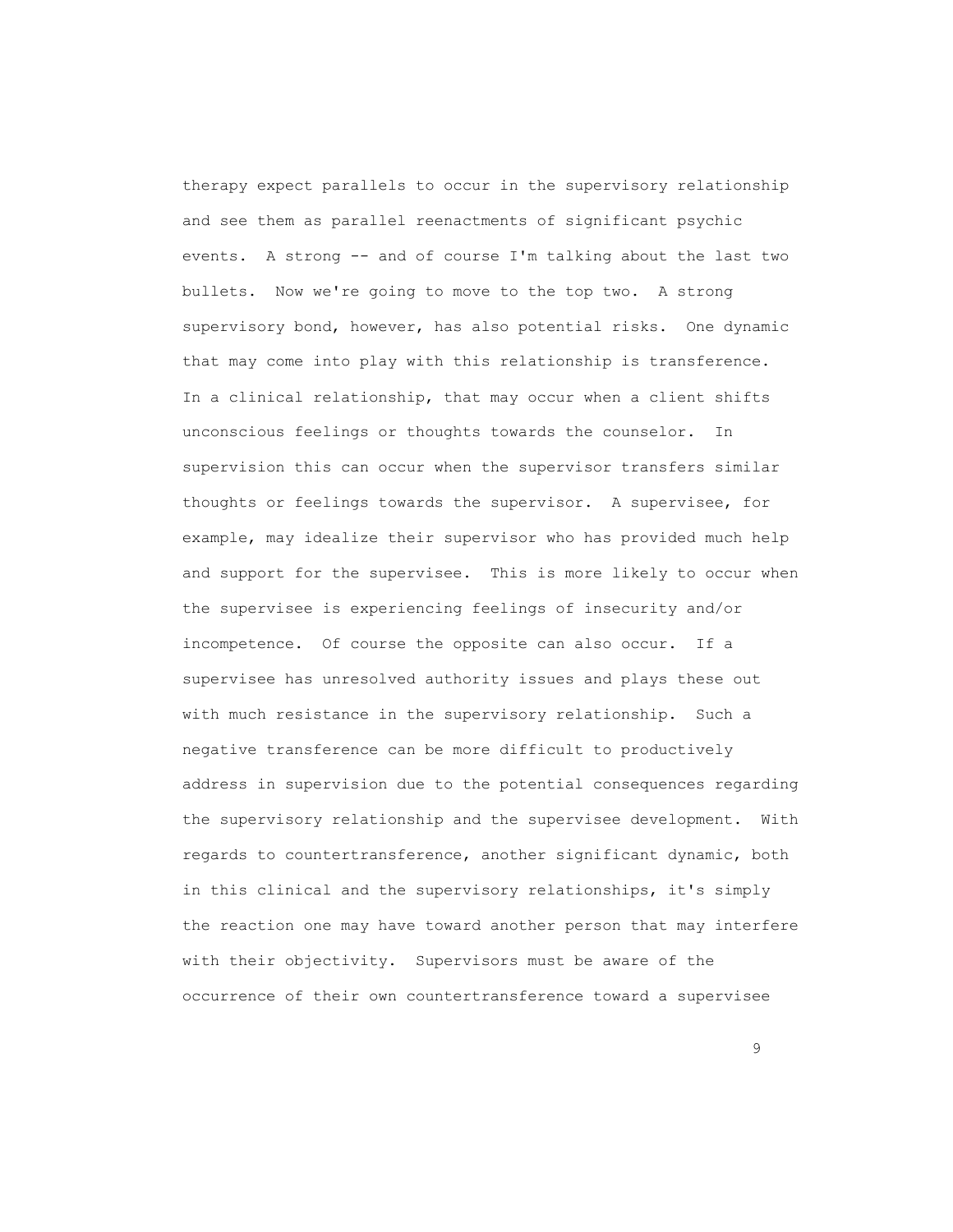therapy expect parallels to occur in the supervisory relationship and see them as parallel reenactments of significant psychic events. A strong -- and of course I'm talking about the last two bullets. Now we're going to move to the top two. A strong supervisory bond, however, has also potential risks. One dynamic that may come into play with this relationship is transference. In a clinical relationship, that may occur when a client shifts unconscious feelings or thoughts towards the counselor. In supervision this can occur when the supervisor transfers similar thoughts or feelings towards the supervisor. A supervisee, for example, may idealize their supervisor who has provided much help and support for the supervisee. This is more likely to occur when the supervisee is experiencing feelings of insecurity and/or incompetence. Of course the opposite can also occur. If a supervisee has unresolved authority issues and plays these out with much resistance in the supervisory relationship. Such a negative transference can be more difficult to productively address in supervision due to the potential consequences regarding the supervisory relationship and the supervisee development. With regards to countertransference, another significant dynamic, both in this clinical and the supervisory relationships, it's simply the reaction one may have toward another person that may interfere with their objectivity. Supervisors must be aware of the occurrence of their own countertransference toward a supervisee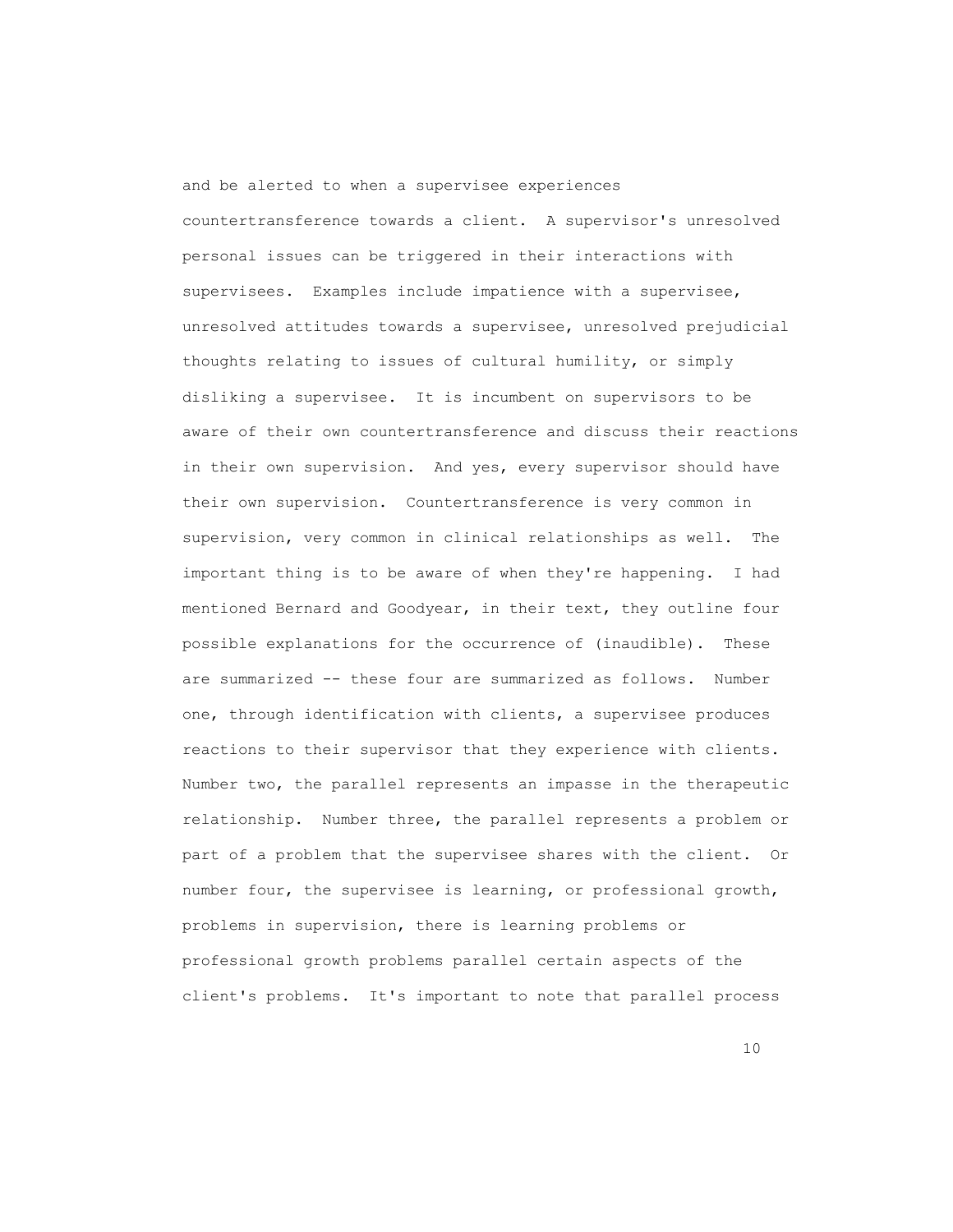and be alerted to when a supervisee experiences countertransference towards a client. A supervisor's unresolved personal issues can be triggered in their interactions with supervisees. Examples include impatience with a supervisee, unresolved attitudes towards a supervisee, unresolved prejudicial thoughts relating to issues of cultural humility, or simply disliking a supervisee. It is incumbent on supervisors to be aware of their own countertransference and discuss their reactions in their own supervision. And yes, every supervisor should have their own supervision. Countertransference is very common in supervision, very common in clinical relationships as well. The important thing is to be aware of when they're happening. I had mentioned Bernard and Goodyear, in their text, they outline four possible explanations for the occurrence of (inaudible). These are summarized -- these four are summarized as follows. Number one, through identification with clients, a supervisee produces reactions to their supervisor that they experience with clients. Number two, the parallel represents an impasse in the therapeutic relationship. Number three, the parallel represents a problem or part of a problem that the supervisee shares with the client. Or number four, the supervisee is learning, or professional growth, problems in supervision, there is learning problems or professional growth problems parallel certain aspects of the client's problems. It's important to note that parallel process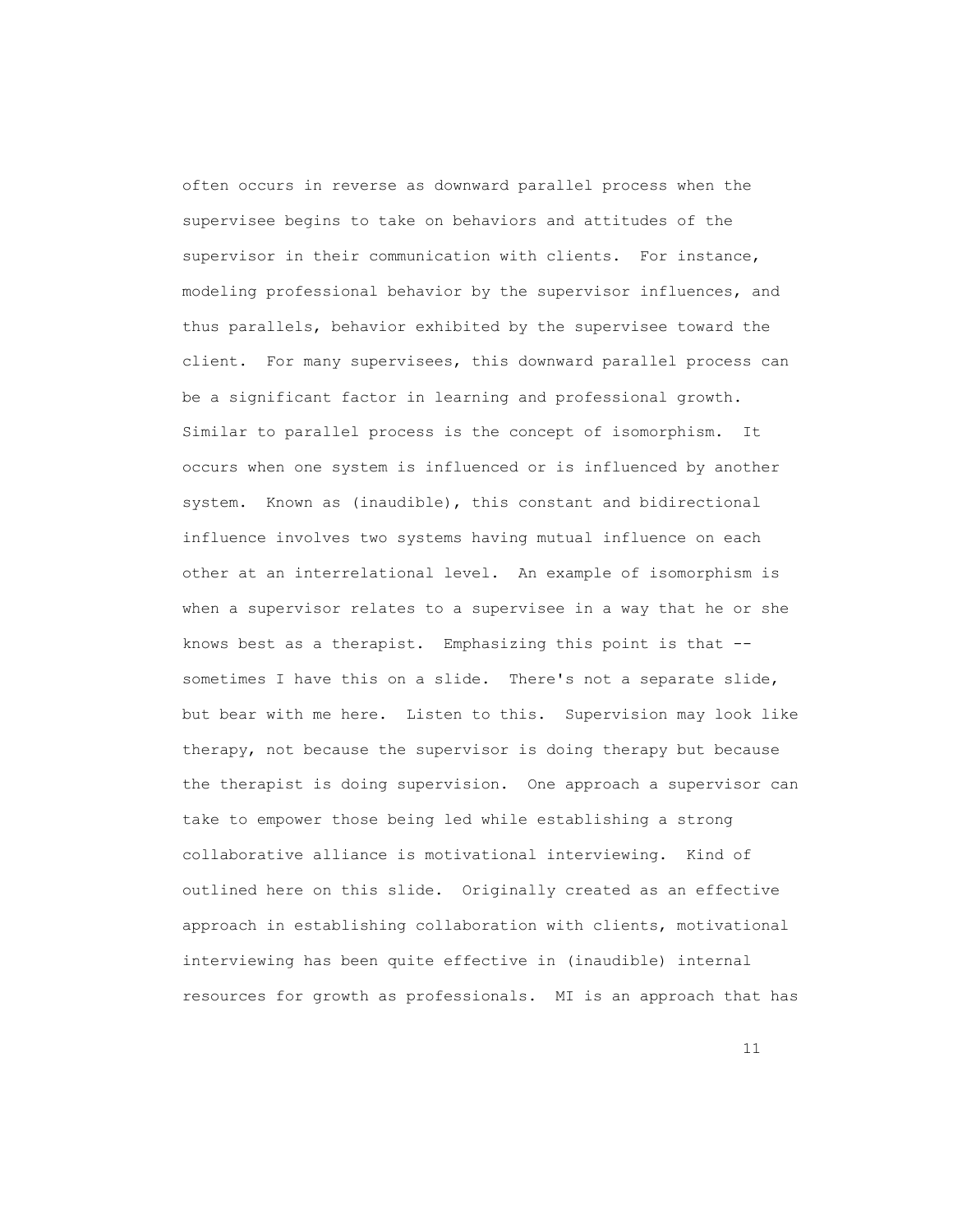often occurs in reverse as downward parallel process when the supervisee begins to take on behaviors and attitudes of the supervisor in their communication with clients. For instance, modeling professional behavior by the supervisor influences, and thus parallels, behavior exhibited by the supervisee toward the client. For many supervisees, this downward parallel process can be a significant factor in learning and professional growth. Similar to parallel process is the concept of isomorphism. It occurs when one system is influenced or is influenced by another system. Known as (inaudible), this constant and bidirectional influence involves two systems having mutual influence on each other at an interrelational level. An example of isomorphism is when a supervisor relates to a supervisee in a way that he or she knows best as a therapist. Emphasizing this point is that -- sometimes I have this on a slide. There's not a separate slide, but bear with me here. Listen to this. Supervision may look like therapy, not because the supervisor is doing therapy but because the therapist is doing supervision. One approach a supervisor can take to empower those being led while establishing a strong collaborative alliance is motivational interviewing. Kind of outlined here on this slide. Originally created as an effective approach in establishing collaboration with clients, motivational interviewing has been quite effective in (inaudible) internal resources for growth as professionals. MI is an approach that has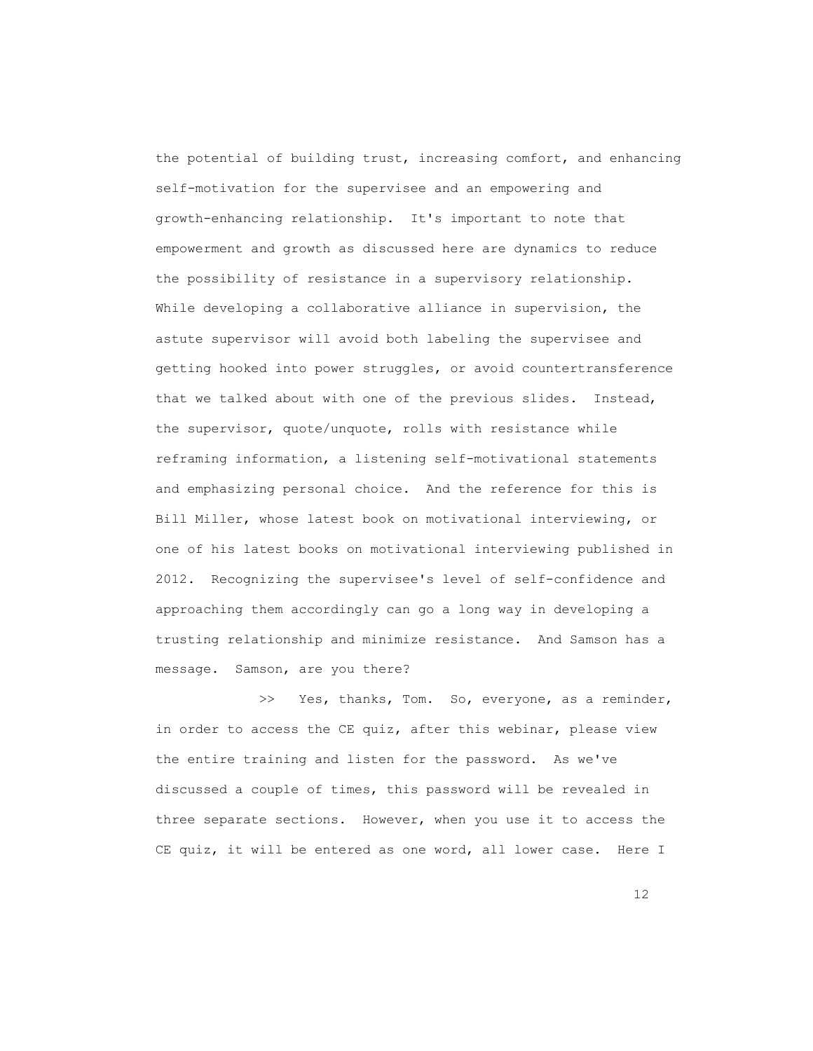the potential of building trust, increasing comfort, and enhancing self-motivation for the supervisee and an empowering and growth-enhancing relationship. It's important to note that empowerment and growth as discussed here are dynamics to reduce the possibility of resistance in a supervisory relationship. While developing a collaborative alliance in supervision, the astute supervisor will avoid both labeling the supervisee and getting hooked into power struggles, or avoid countertransference that we talked about with one of the previous slides. Instead, the supervisor, quote/unquote, rolls with resistance while reframing information, a listening self-motivational statements and emphasizing personal choice. And the reference for this is Bill Miller, whose latest book on motivational interviewing, or one of his latest books on motivational interviewing published in 2012. Recognizing the supervisee's level of self-confidence and approaching them accordingly can go a long way in developing a trusting relationship and minimize resistance. And Samson has a message. Samson, are you there?

>> Yes, thanks, Tom. So, everyone, as a reminder, in order to access the CE quiz, after this webinar, please view the entire training and listen for the password. As we've discussed a couple of times, this password will be revealed in three separate sections. However, when you use it to access the CE quiz, it will be entered as one word, all lower case. Here I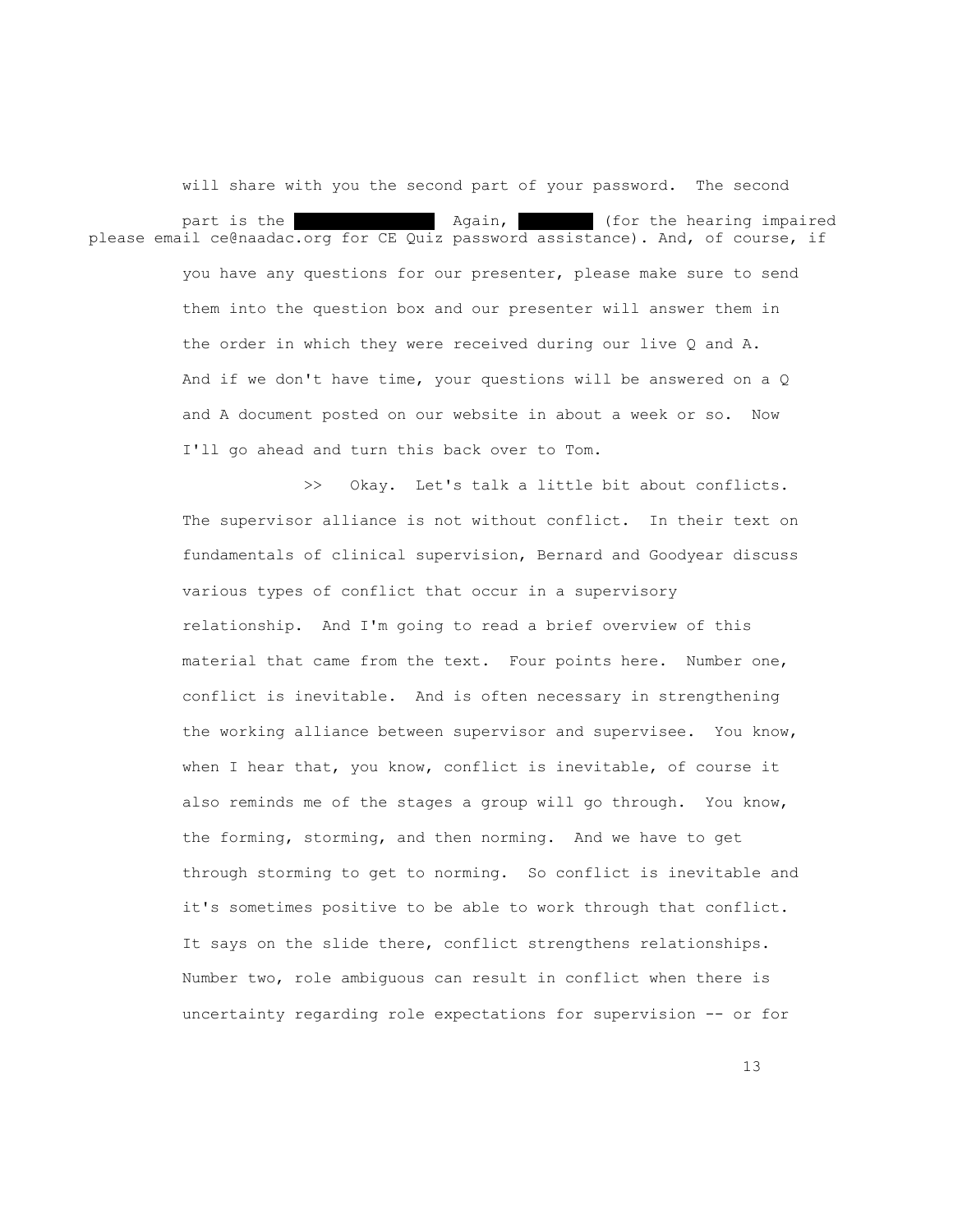will share with you the second part of your password. The second part is the [REDACTED] Again, [REDACTED] (for the hearing impaired please email ce@naadac.org for CE Quiz password assistance). And, of course, if you have any questions for our presenter, please make sure to send them into the question box and our presenter will answer them in the order in which they were received during our live Q and A. And if we don't have time, your questions will be answered on a Q and A document posted on our website in about a week or so. Now I'll go ahead and turn this back over to Tom.

>> Okay. Let's talk a little bit about conflicts. The supervisor alliance is not without conflict. In their text on fundamentals of clinical supervision, Bernard and Goodyear discuss various types of conflict that occur in a supervisory relationship. And I'm going to read a brief overview of this material that came from the text. Four points here. Number one, conflict is inevitable. And is often necessary in strengthening the working alliance between supervisor and supervisee. You know, when I hear that, you know, conflict is inevitable, of course it also reminds me of the stages a group will go through. You know, the forming, storming, and then norming. And we have to get through storming to get to norming. So conflict is inevitable and it's sometimes positive to be able to work through that conflict. It says on the slide there, conflict strengthens relationships. Number two, role ambiguous can result in conflict when there is uncertainty regarding role expectations for supervision -- or for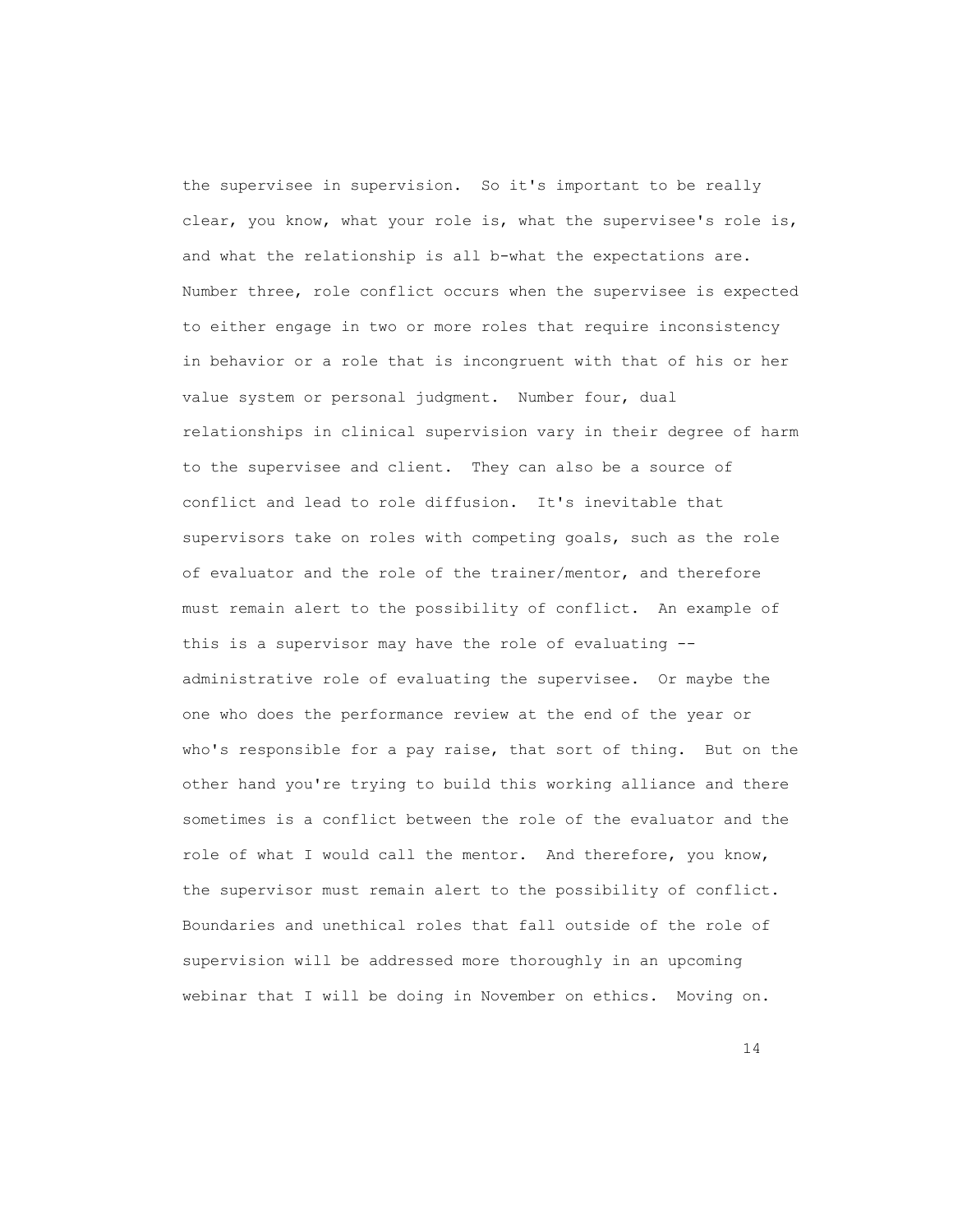the supervisee in supervision. So it's important to be really clear, you know, what your role is, what the supervisee's role is, and what the relationship is all b-what the expectations are. Number three, role conflict occurs when the supervisee is expected to either engage in two or more roles that require inconsistency in behavior or a role that is incongruent with that of his or her value system or personal judgment. Number four, dual relationships in clinical supervision vary in their degree of harm to the supervisee and client. They can also be a source of conflict and lead to role diffusion. It's inevitable that supervisors take on roles with competing goals, such as the role of evaluator and the role of the trainer/mentor, and therefore must remain alert to the possibility of conflict. An example of this is a supervisor may have the role of evaluating -- administrative role of evaluating the supervisee. Or maybe the one who does the performance review at the end of the year or who's responsible for a pay raise, that sort of thing. But on the other hand you're trying to build this working alliance and there sometimes is a conflict between the role of the evaluator and the role of what I would call the mentor. And therefore, you know, the supervisor must remain alert to the possibility of conflict. Boundaries and unethical roles that fall outside of the role of supervision will be addressed more thoroughly in an upcoming webinar that I will be doing in November on ethics. Moving on.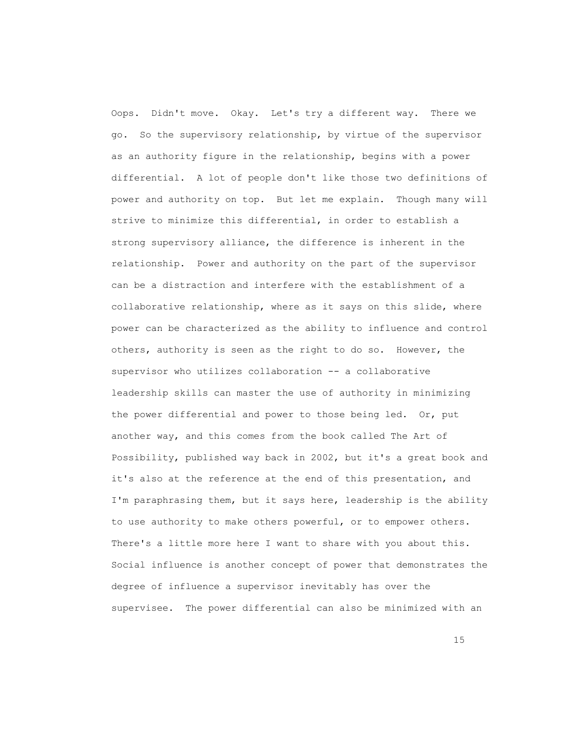Oops. Didn't move. Okay. Let's try a different way. There we go. So the supervisory relationship, by virtue of the supervisor as an authority figure in the relationship, begins with a power differential. A lot of people don't like those two definitions of power and authority on top. But let me explain. Though many will strive to minimize this differential, in order to establish a strong supervisory alliance, the difference is inherent in the relationship. Power and authority on the part of the supervisor can be a distraction and interfere with the establishment of a collaborative relationship, where as it says on this slide, where power can be characterized as the ability to influence and control others, authority is seen as the right to do so. However, the supervisor who utilizes collaboration -- a collaborative leadership skills can master the use of authority in minimizing the power differential and power to those being led. Or, put another way, and this comes from the book called The Art of Possibility, published way back in 2002, but it's a great book and it's also at the reference at the end of this presentation, and I'm paraphrasing them, but it says here, leadership is the ability to use authority to make others powerful, or to empower others. There's a little more here I want to share with you about this. Social influence is another concept of power that demonstrates the degree of influence a supervisor inevitably has over the supervisee. The power differential can also be minimized with an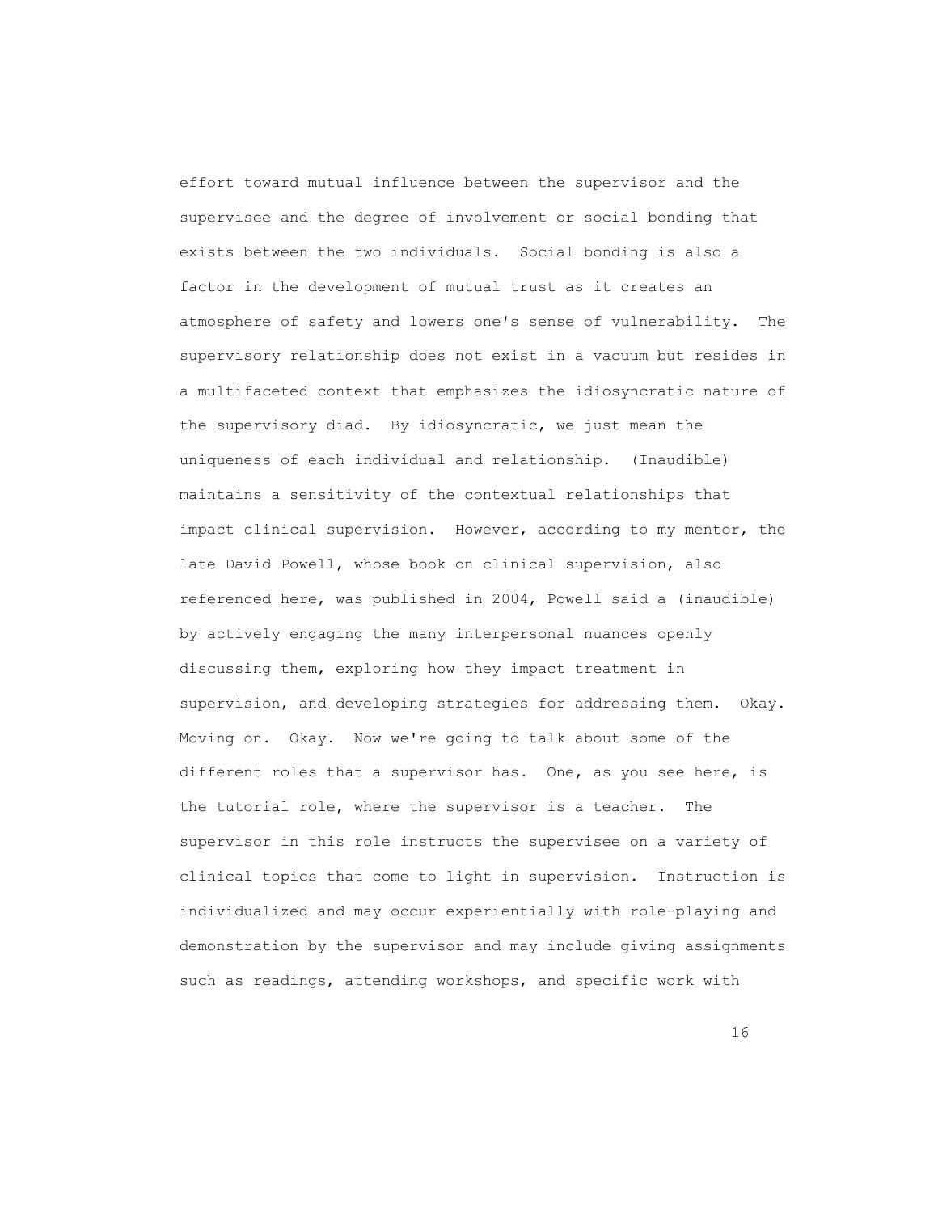effort toward mutual influence between the supervisor and the supervisee and the degree of involvement or social bonding that exists between the two individuals. Social bonding is also a factor in the development of mutual trust as it creates an atmosphere of safety and lowers one's sense of vulnerability. The supervisory relationship does not exist in a vacuum but resides in a multifaceted context that emphasizes the idiosyncratic nature of the supervisory diad. By idiosyncratic, we just mean the uniqueness of each individual and relationship. (Inaudible) maintains a sensitivity of the contextual relationships that impact clinical supervision. However, according to my mentor, the late David Powell, whose book on clinical supervision, also referenced here, was published in 2004, Powell said a (inaudible) by actively engaging the many interpersonal nuances openly discussing them, exploring how they impact treatment in supervision, and developing strategies for addressing them. Okay. Moving on. Okay. Now we're going to talk about some of the different roles that a supervisor has. One, as you see here, is the tutorial role, where the supervisor is a teacher. The supervisor in this role instructs the supervisee on a variety of clinical topics that come to light in supervision. Instruction is individualized and may occur experientially with role-playing and demonstration by the supervisor and may include giving assignments such as readings, attending workshops, and specific work with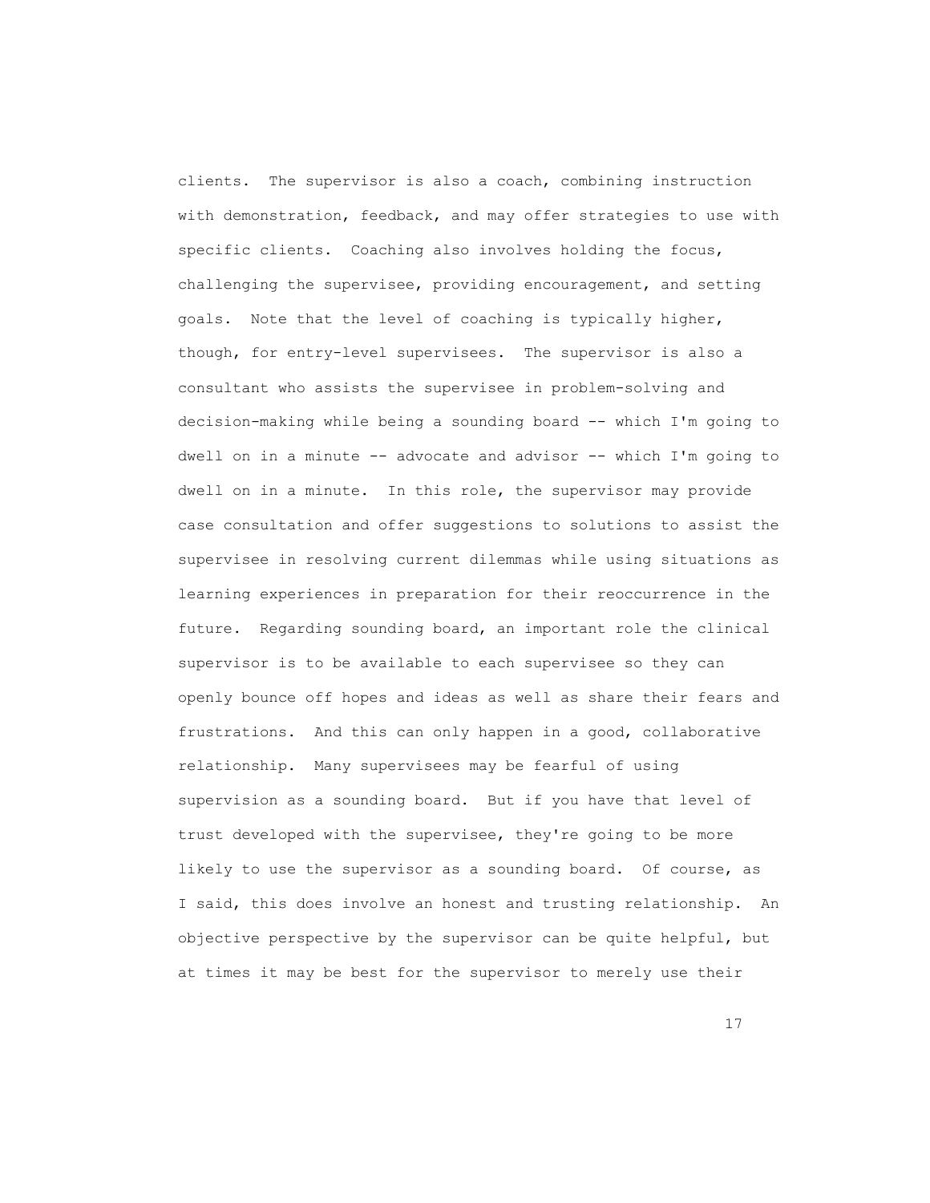clients. The supervisor is also a coach, combining instruction with demonstration, feedback, and may offer strategies to use with specific clients. Coaching also involves holding the focus, challenging the supervisee, providing encouragement, and setting goals. Note that the level of coaching is typically higher, though, for entry-level supervisees. The supervisor is also a consultant who assists the supervisee in problem-solving and decision-making while being a sounding board -- which I'm going to dwell on in a minute -- advocate and advisor -- which I'm going to dwell on in a minute. In this role, the supervisor may provide case consultation and offer suggestions to solutions to assist the supervisee in resolving current dilemmas while using situations as learning experiences in preparation for their reoccurrence in the future. Regarding sounding board, an important role the clinical supervisor is to be available to each supervisee so they can openly bounce off hopes and ideas as well as share their fears and frustrations. And this can only happen in a good, collaborative relationship. Many supervisees may be fearful of using supervision as a sounding board. But if you have that level of trust developed with the supervisee, they're going to be more likely to use the supervisor as a sounding board. Of course, as I said, this does involve an honest and trusting relationship. An objective perspective by the supervisor can be quite helpful, but at times it may be best for the supervisor to merely use their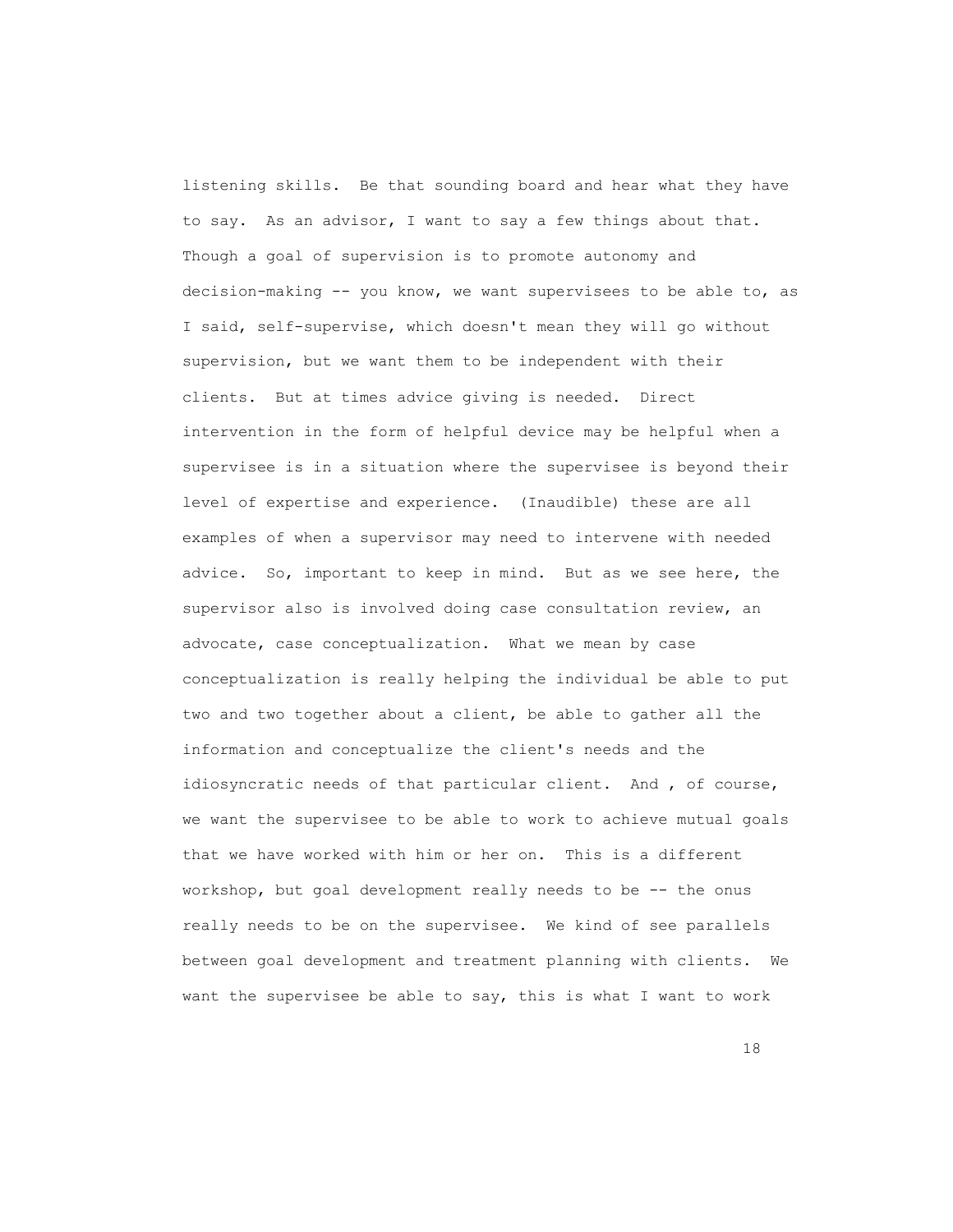listening skills. Be that sounding board and hear what they have to say. As an advisor, I want to say a few things about that. Though a goal of supervision is to promote autonomy and decision-making -- you know, we want supervisees to be able to, as I said, self-supervise, which doesn't mean they will go without supervision, but we want them to be independent with their clients. But at times advice giving is needed. Direct intervention in the form of helpful device may be helpful when a supervisee is in a situation where the supervisee is beyond their level of expertise and experience. (Inaudible) these are all examples of when a supervisor may need to intervene with needed advice. So, important to keep in mind. But as we see here, the supervisor also is involved doing case consultation review, an advocate, case conceptualization. What we mean by case conceptualization is really helping the individual be able to put two and two together about a client, be able to gather all the information and conceptualize the client's needs and the idiosyncratic needs of that particular client. And , of course, we want the supervisee to be able to work to achieve mutual goals that we have worked with him or her on. This is a different workshop, but goal development really needs to be -- the onus really needs to be on the supervisee. We kind of see parallels between goal development and treatment planning with clients. We want the supervisee be able to say, this is what I want to work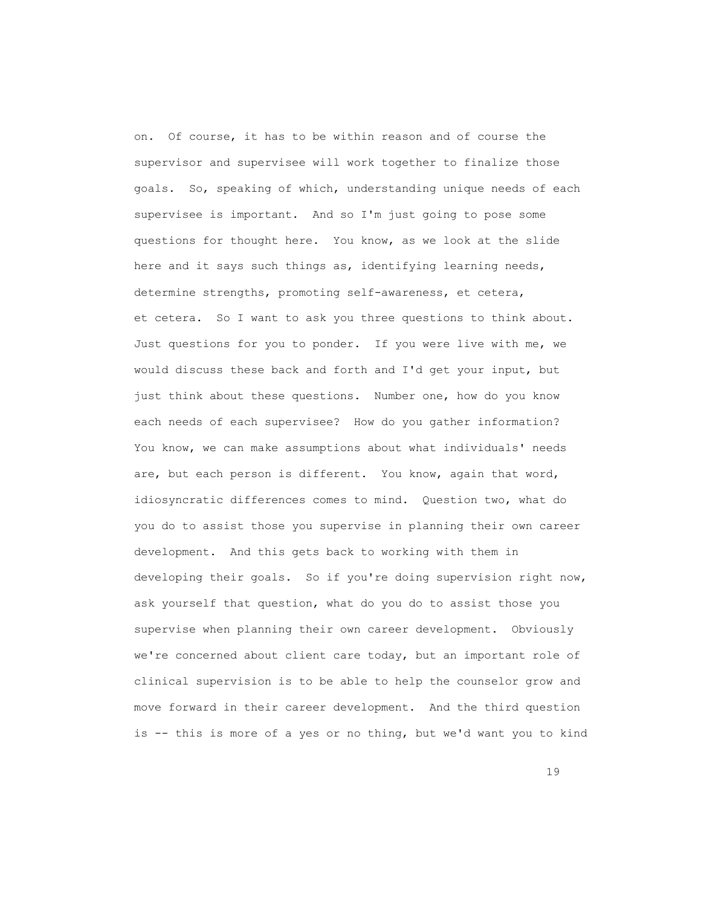on. Of course, it has to be within reason and of course the supervisor and supervisee will work together to finalize those goals. So, speaking of which, understanding unique needs of each supervisee is important. And so I'm just going to pose some questions for thought here. You know, as we look at the slide here and it says such things as, identifying learning needs, determine strengths, promoting self-awareness, et cetera, et cetera. So I want to ask you three questions to think about. Just questions for you to ponder. If you were live with me, we would discuss these back and forth and I'd get your input, but just think about these questions. Number one, how do you know each needs of each supervisee? How do you gather information? You know, we can make assumptions about what individuals' needs are, but each person is different. You know, again that word, idiosyncratic differences comes to mind. Question two, what do you do to assist those you supervise in planning their own career development. And this gets back to working with them in developing their goals. So if you're doing supervision right now, ask yourself that question, what do you do to assist those you supervise when planning their own career development. Obviously we're concerned about client care today, but an important role of clinical supervision is to be able to help the counselor grow and move forward in their career development. And the third question is -- this is more of a yes or no thing, but we'd want you to kind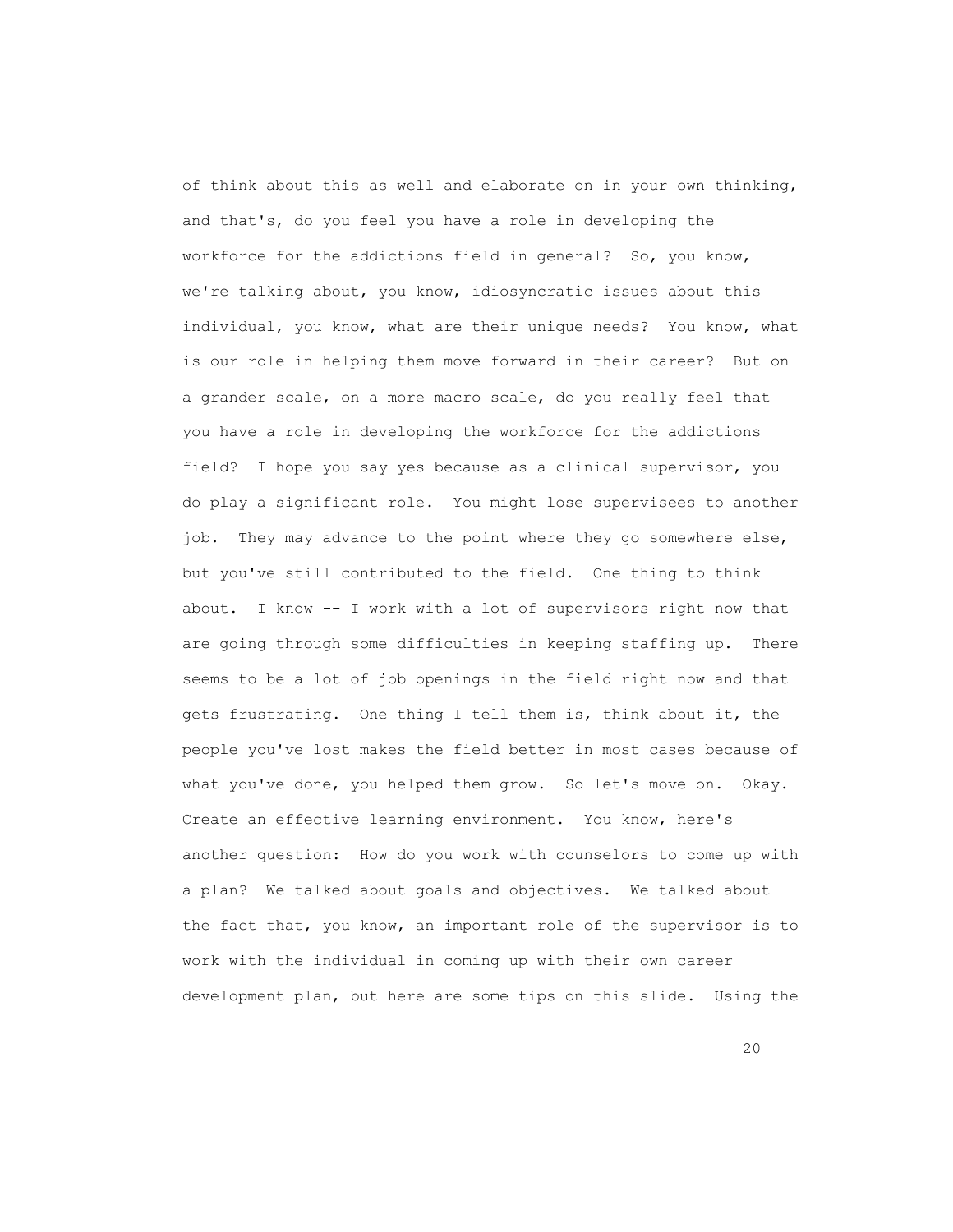of think about this as well and elaborate on in your own thinking, and that's, do you feel you have a role in developing the workforce for the addictions field in general? So, you know, we're talking about, you know, idiosyncratic issues about this individual, you know, what are their unique needs? You know, what is our role in helping them move forward in their career? But on a grander scale, on a more macro scale, do you really feel that you have a role in developing the workforce for the addictions field? I hope you say yes because as a clinical supervisor, you do play a significant role. You might lose supervisees to another job. They may advance to the point where they go somewhere else, but you've still contributed to the field. One thing to think about. I know -- I work with a lot of supervisors right now that are going through some difficulties in keeping staffing up. There seems to be a lot of job openings in the field right now and that gets frustrating. One thing I tell them is, think about it, the people you've lost makes the field better in most cases because of what you've done, you helped them grow. So let's move on. Okay. Create an effective learning environment. You know, here's another question: How do you work with counselors to come up with a plan? We talked about goals and objectives. We talked about the fact that, you know, an important role of the supervisor is to work with the individual in coming up with their own career development plan, but here are some tips on this slide. Using the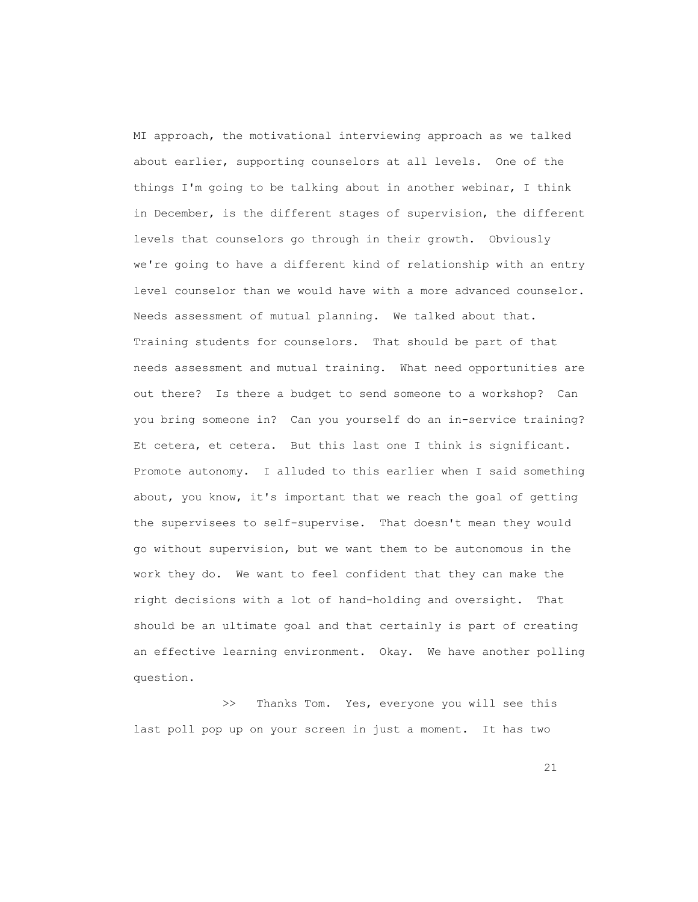MI approach, the motivational interviewing approach as we talked about earlier, supporting counselors at all levels. One of the things I'm going to be talking about in another webinar, I think in December, is the different stages of supervision, the different levels that counselors go through in their growth. Obviously we're going to have a different kind of relationship with an entry level counselor than we would have with a more advanced counselor. Needs assessment of mutual planning. We talked about that. Training students for counselors. That should be part of that needs assessment and mutual training. What need opportunities are out there? Is there a budget to send someone to a workshop? Can you bring someone in? Can you yourself do an in-service training? Et cetera, et cetera. But this last one I think is significant. Promote autonomy. I alluded to this earlier when I said something about, you know, it's important that we reach the goal of getting the supervisees to self-supervise. That doesn't mean they would go without supervision, but we want them to be autonomous in the work they do. We want to feel confident that they can make the right decisions with a lot of hand-holding and oversight. That should be an ultimate goal and that certainly is part of creating an effective learning environment. Okay. We have another polling question.

>> Thanks Tom. Yes, everyone you will see this last poll pop up on your screen in just a moment. It has two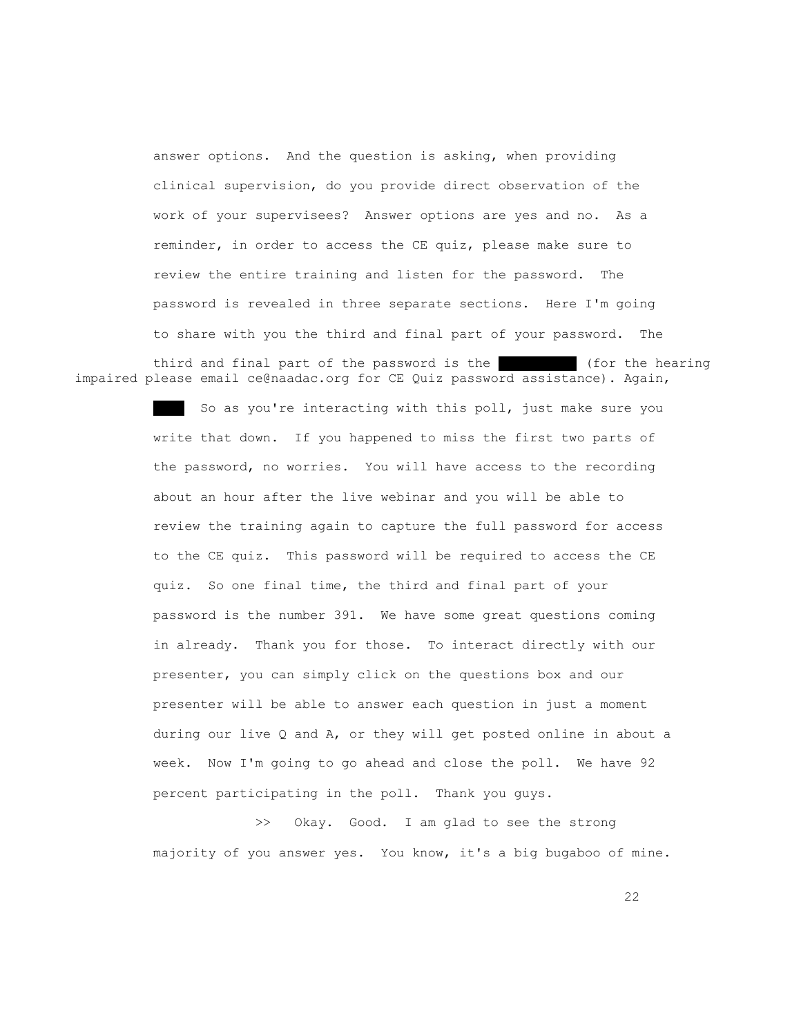answer options. And the question is asking, when providing clinical supervision, do you provide direct observation of the work of your supervisees? Answer options are yes and no. As a reminder, in order to access the CE quiz, please make sure to review the entire training and listen for the password. The password is revealed in three separate sections. Here I'm going to share with you the third and final part of your password. The third and final part of the password is the (for the hearing impaired please email ce@naadac.org for CE Quiz password assistance). Again, So as you're interacting with this poll, just make sure you write that down. If you happened to miss the first two parts of the password, no worries. You will have access to the recording about an hour after the live webinar and you will be able to review the training again to capture the full password for access to the CE quiz. This password will be required to access the CE quiz. So one final time, the third and final part of your password is the number 391. We have some great questions coming in already. Thank you for those. To interact directly with our presenter, you can simply click on the questions box and our presenter will be able to answer each question in just a moment during our live Q and A, or they will get posted online in about a week. Now I'm going to go ahead and close the poll. We have 92 percent participating in the poll. Thank you guys.

>> Okay. Good. I am glad to see the strong majority of you answer yes. You know, it's a big bugaboo of mine.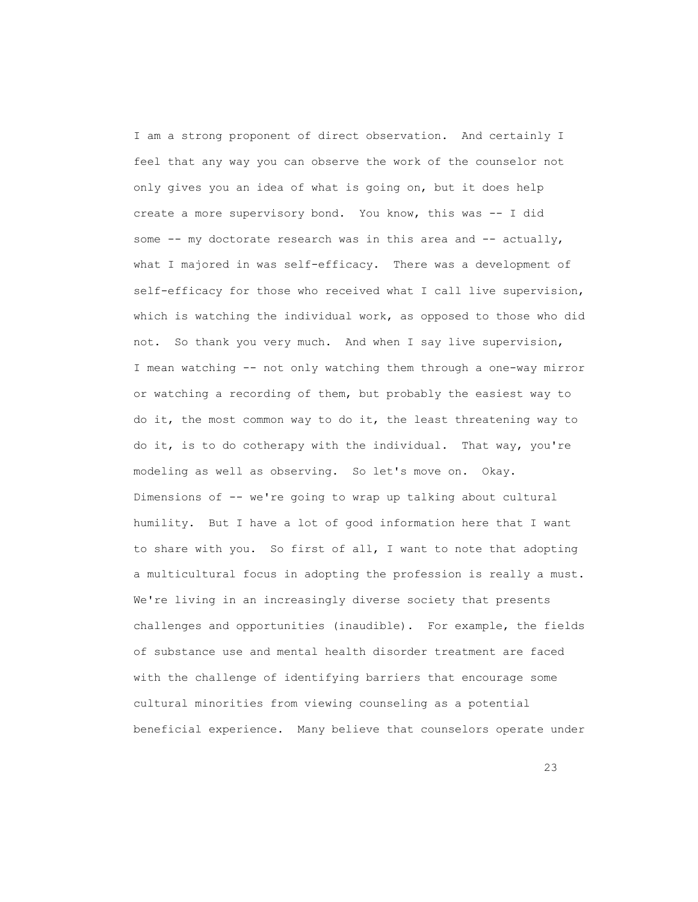I am a strong proponent of direct observation. And certainly I feel that any way you can observe the work of the counselor not only gives you an idea of what is going on, but it does help create a more supervisory bond. You know, this was -- I did some -- my doctorate research was in this area and -- actually, what I majored in was self-efficacy. There was a development of self-efficacy for those who received what I call live supervision, which is watching the individual work, as opposed to those who did not. So thank you very much. And when I say live supervision, I mean watching -- not only watching them through a one-way mirror or watching a recording of them, but probably the easiest way to do it, the most common way to do it, the least threatening way to do it, is to do cotherapy with the individual. That way, you're modeling as well as observing. So let's move on. Okay. Dimensions of -- we're going to wrap up talking about cultural humility. But I have a lot of good information here that I want to share with you. So first of all, I want to note that adopting a multicultural focus in adopting the profession is really a must. We're living in an increasingly diverse society that presents challenges and opportunities (inaudible). For example, the fields of substance use and mental health disorder treatment are faced with the challenge of identifying barriers that encourage some cultural minorities from viewing counseling as a potential beneficial experience. Many believe that counselors operate under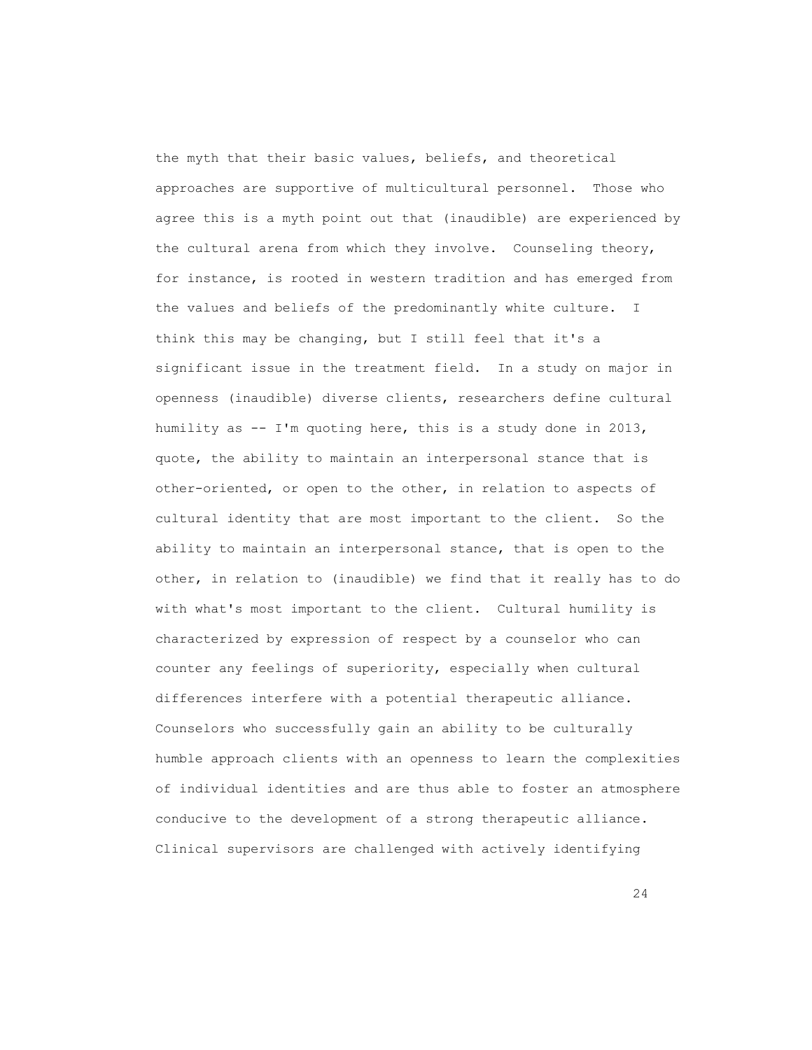the myth that their basic values, beliefs, and theoretical approaches are supportive of multicultural personnel. Those who agree this is a myth point out that (inaudible) are experienced by the cultural arena from which they involve. Counseling theory, for instance, is rooted in western tradition and has emerged from the values and beliefs of the predominantly white culture. I think this may be changing, but I still feel that it's a significant issue in the treatment field. In a study on major in openness (inaudible) diverse clients, researchers define cultural humility as -- I'm quoting here, this is a study done in 2013, quote, the ability to maintain an interpersonal stance that is other-oriented, or open to the other, in relation to aspects of cultural identity that are most important to the client. So the ability to maintain an interpersonal stance, that is open to the other, in relation to (inaudible) we find that it really has to do with what's most important to the client. Cultural humility is characterized by expression of respect by a counselor who can counter any feelings of superiority, especially when cultural differences interfere with a potential therapeutic alliance. Counselors who successfully gain an ability to be culturally humble approach clients with an openness to learn the complexities of individual identities and are thus able to foster an atmosphere conducive to the development of a strong therapeutic alliance. Clinical supervisors are challenged with actively identifying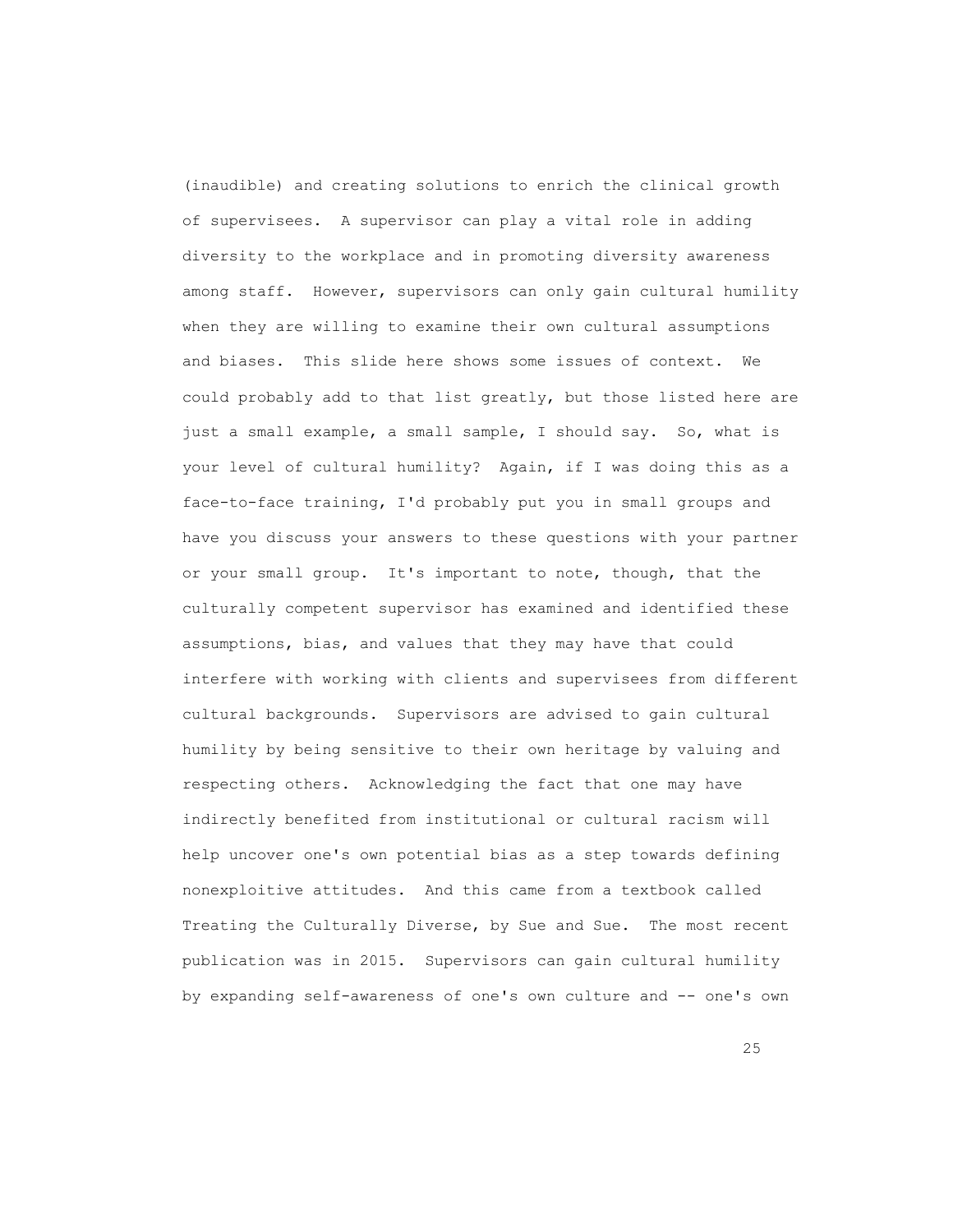(inaudible) and creating solutions to enrich the clinical growth of supervisees. A supervisor can play a vital role in adding diversity to the workplace and in promoting diversity awareness among staff. However, supervisors can only gain cultural humility when they are willing to examine their own cultural assumptions and biases. This slide here shows some issues of context. We could probably add to that list greatly, but those listed here are just a small example, a small sample, I should say. So, what is your level of cultural humility? Again, if I was doing this as a face-to-face training, I'd probably put you in small groups and have you discuss your answers to these questions with your partner or your small group. It's important to note, though, that the culturally competent supervisor has examined and identified these assumptions, bias, and values that they may have that could interfere with working with clients and supervisees from different cultural backgrounds. Supervisors are advised to gain cultural humility by being sensitive to their own heritage by valuing and respecting others. Acknowledging the fact that one may have indirectly benefited from institutional or cultural racism will help uncover one's own potential bias as a step towards defining nonexploitive attitudes. And this came from a textbook called Treating the Culturally Diverse, by Sue and Sue. The most recent publication was in 2015. Supervisors can gain cultural humility by expanding self-awareness of one's own culture and -- one's own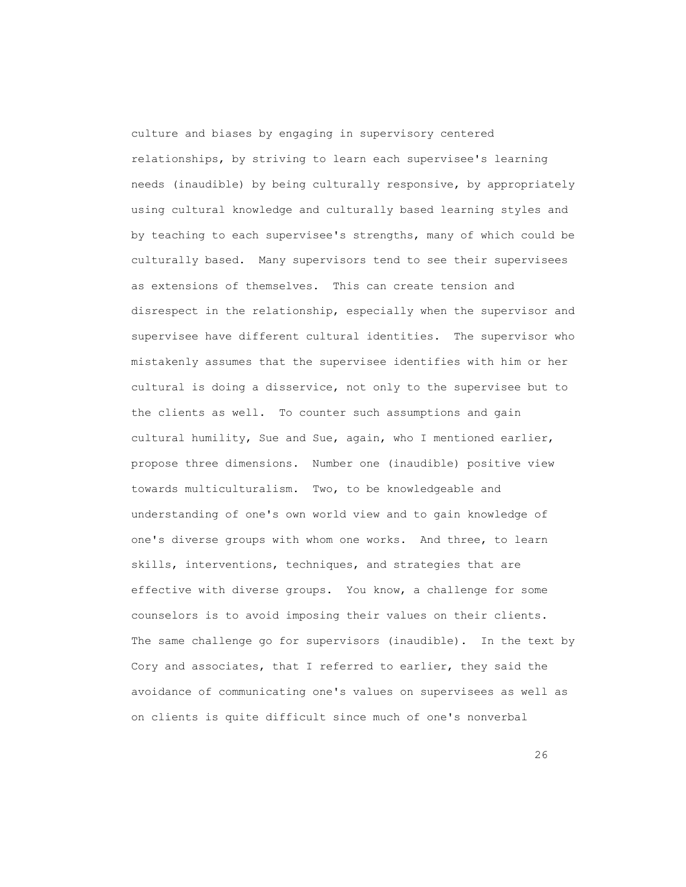culture and biases by engaging in supervisory centered relationships, by striving to learn each supervisee's learning needs (inaudible) by being culturally responsive, by appropriately using cultural knowledge and culturally based learning styles and by teaching to each supervisee's strengths, many of which could be culturally based. Many supervisors tend to see their supervisees as extensions of themselves. This can create tension and disrespect in the relationship, especially when the supervisor and supervisee have different cultural identities. The supervisor who mistakenly assumes that the supervisee identifies with him or her cultural is doing a disservice, not only to the supervisee but to the clients as well. To counter such assumptions and gain cultural humility, Sue and Sue, again, who I mentioned earlier, propose three dimensions. Number one (inaudible) positive view towards multiculturalism. Two, to be knowledgeable and understanding of one's own world view and to gain knowledge of one's diverse groups with whom one works. And three, to learn skills, interventions, techniques, and strategies that are effective with diverse groups. You know, a challenge for some counselors is to avoid imposing their values on their clients. The same challenge go for supervisors (inaudible). In the text by Cory and associates, that I referred to earlier, they said the avoidance of communicating one's values on supervisees as well as on clients is quite difficult since much of one's nonverbal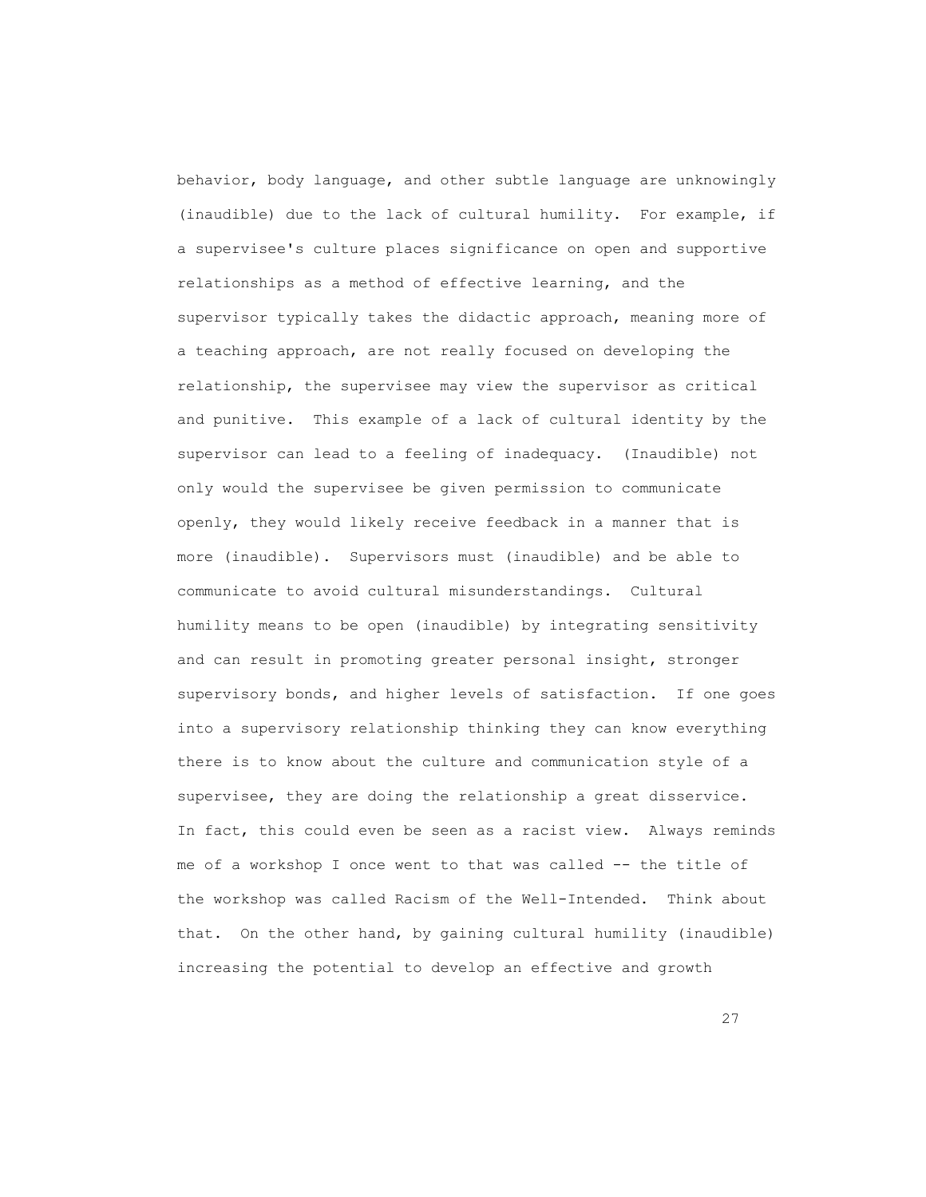behavior, body language, and other subtle language are unknowingly (inaudible) due to the lack of cultural humility. For example, if a supervisee's culture places significance on open and supportive relationships as a method of effective learning, and the supervisor typically takes the didactic approach, meaning more of a teaching approach, are not really focused on developing the relationship, the supervisee may view the supervisor as critical and punitive. This example of a lack of cultural identity by the supervisor can lead to a feeling of inadequacy. (Inaudible) not only would the supervisee be given permission to communicate openly, they would likely receive feedback in a manner that is more (inaudible). Supervisors must (inaudible) and be able to communicate to avoid cultural misunderstandings. Cultural humility means to be open (inaudible) by integrating sensitivity and can result in promoting greater personal insight, stronger supervisory bonds, and higher levels of satisfaction. If one goes into a supervisory relationship thinking they can know everything there is to know about the culture and communication style of a supervisee, they are doing the relationship a great disservice. In fact, this could even be seen as a racist view. Always reminds me of a workshop I once went to that was called -- the title of the workshop was called Racism of the Well-Intended. Think about that. On the other hand, by gaining cultural humility (inaudible) increasing the potential to develop an effective and growth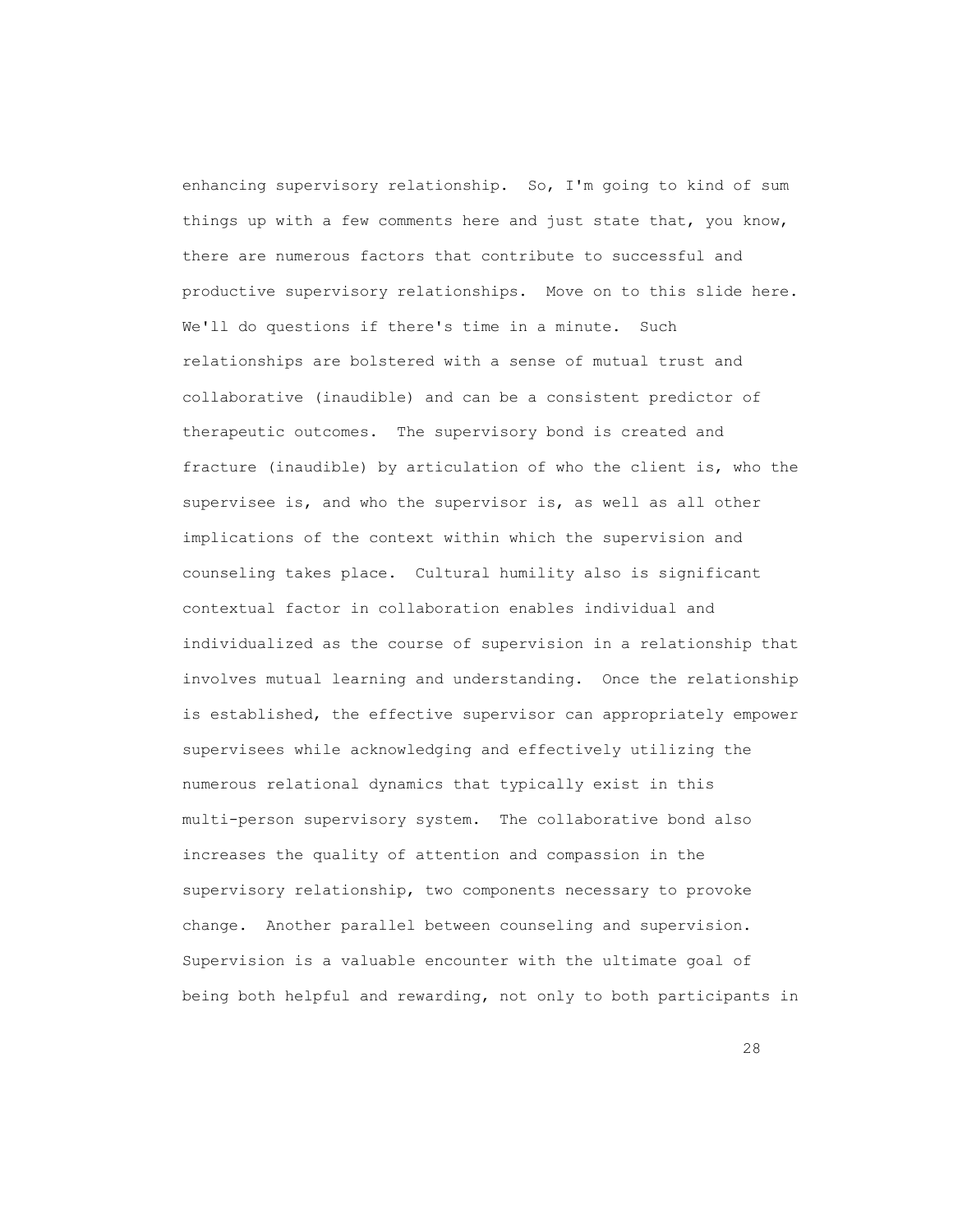enhancing supervisory relationship. So, I'm going to kind of sum things up with a few comments here and just state that, you know, there are numerous factors that contribute to successful and productive supervisory relationships. Move on to this slide here. We'll do questions if there's time in a minute. Such relationships are bolstered with a sense of mutual trust and collaborative (inaudible) and can be a consistent predictor of therapeutic outcomes. The supervisory bond is created and fracture (inaudible) by articulation of who the client is, who the supervisee is, and who the supervisor is, as well as all other implications of the context within which the supervision and counseling takes place. Cultural humility also is significant contextual factor in collaboration enables individual and individualized as the course of supervision in a relationship that involves mutual learning and understanding. Once the relationship is established, the effective supervisor can appropriately empower supervisees while acknowledging and effectively utilizing the numerous relational dynamics that typically exist in this multi-person supervisory system. The collaborative bond also increases the quality of attention and compassion in the supervisory relationship, two components necessary to provoke change. Another parallel between counseling and supervision. Supervision is a valuable encounter with the ultimate goal of being both helpful and rewarding, not only to both participants in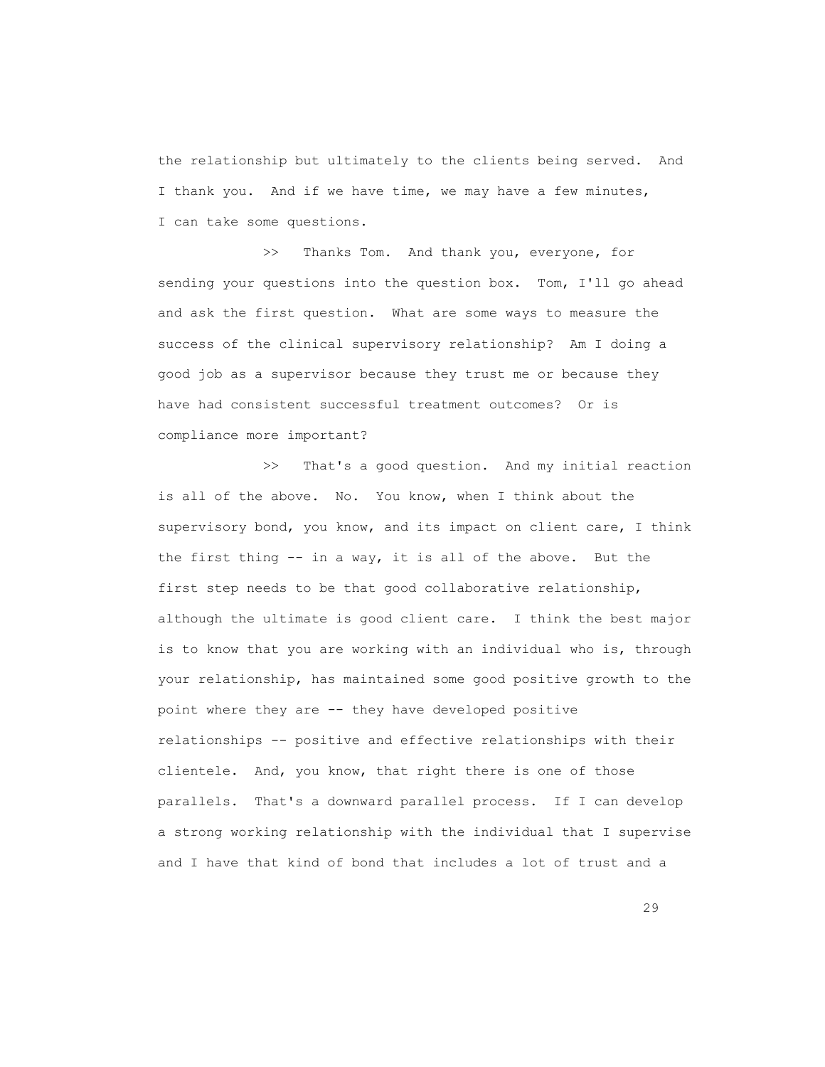the relationship but ultimately to the clients being served. And I thank you. And if we have time, we may have a few minutes, I can take some questions.

>> Thanks Tom. And thank you, everyone, for sending your questions into the question box. Tom, I'll go ahead and ask the first question. What are some ways to measure the success of the clinical supervisory relationship? Am I doing a good job as a supervisor because they trust me or because they have had consistent successful treatment outcomes? Or is compliance more important?

>> That's a good question. And my initial reaction is all of the above. No. You know, when I think about the supervisory bond, you know, and its impact on client care, I think the first thing -- in a way, it is all of the above. But the first step needs to be that good collaborative relationship, although the ultimate is good client care. I think the best major is to know that you are working with an individual who is, through your relationship, has maintained some good positive growth to the point where they are -- they have developed positive relationships -- positive and effective relationships with their clientele. And, you know, that right there is one of those parallels. That's a downward parallel process. If I can develop a strong working relationship with the individual that I supervise and I have that kind of bond that includes a lot of trust and a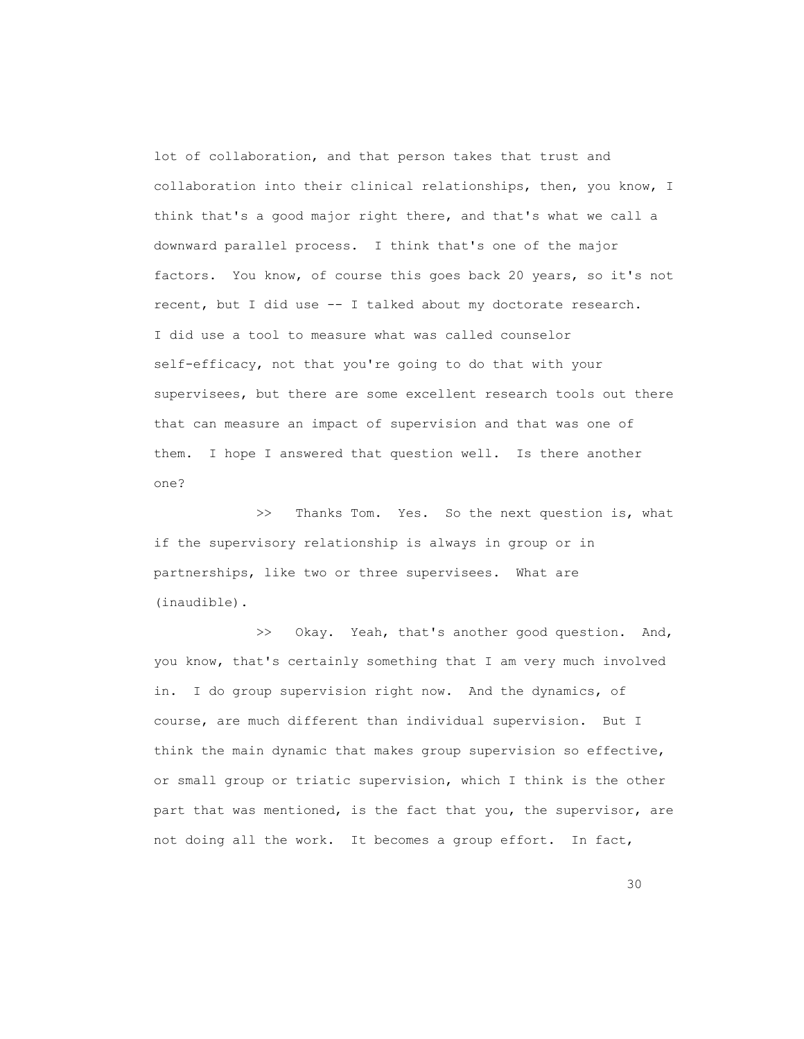lot of collaboration, and that person takes that trust and collaboration into their clinical relationships, then, you know, I think that's a good major right there, and that's what we call a downward parallel process. I think that's one of the major factors. You know, of course this goes back 20 years, so it's not recent, but I did use -- I talked about my doctorate research. I did use a tool to measure what was called counselor self-efficacy, not that you're going to do that with your supervisees, but there are some excellent research tools out there that can measure an impact of supervision and that was one of them. I hope I answered that question well. Is there another one?

>> Thanks Tom. Yes. So the next question is, what if the supervisory relationship is always in group or in partnerships, like two or three supervisees. What are (inaudible).

>> Okay. Yeah, that's another good question. And, you know, that's certainly something that I am very much involved in. I do group supervision right now. And the dynamics, of course, are much different than individual supervision. But I think the main dynamic that makes group supervision so effective, or small group or triatic supervision, which I think is the other part that was mentioned, is the fact that you, the supervisor, are not doing all the work. It becomes a group effort. In fact,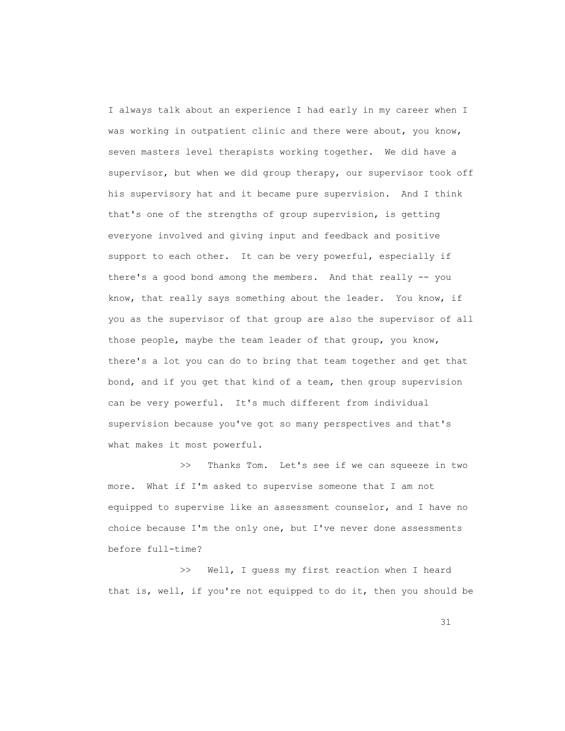I always talk about an experience I had early in my career when I was working in outpatient clinic and there were about, you know, seven masters level therapists working together. We did have a supervisor, but when we did group therapy, our supervisor took off his supervisory hat and it became pure supervision. And I think that's one of the strengths of group supervision, is getting everyone involved and giving input and feedback and positive support to each other. It can be very powerful, especially if there's a good bond among the members. And that really -- you know, that really says something about the leader. You know, if you as the supervisor of that group are also the supervisor of all those people, maybe the team leader of that group, you know, there's a lot you can do to bring that team together and get that bond, and if you get that kind of a team, then group supervision can be very powerful. It's much different from individual supervision because you've got so many perspectives and that's what makes it most powerful.

>> Thanks Tom. Let's see if we can squeeze in two more. What if I'm asked to supervise someone that I am not equipped to supervise like an assessment counselor, and I have no choice because I'm the only one, but I've never done assessments before full-time?

>> Well, I guess my first reaction when I heard that is, well, if you're not equipped to do it, then you should be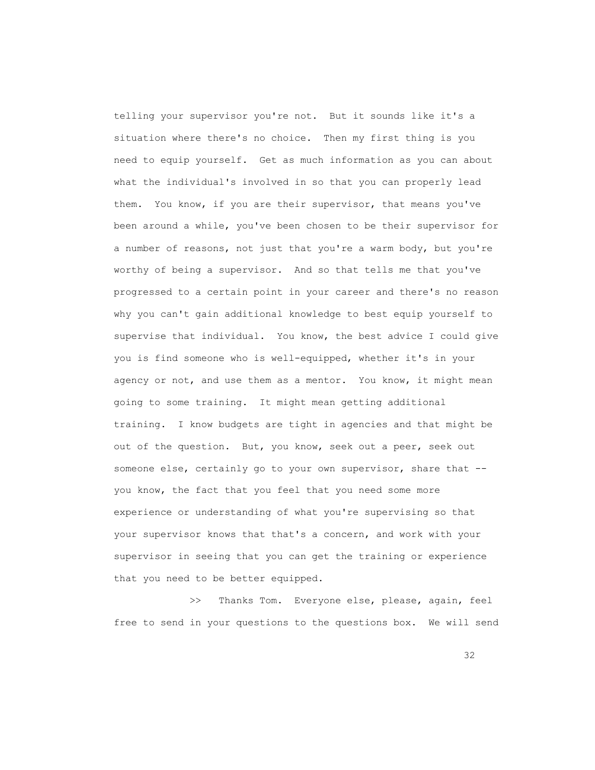telling your supervisor you're not. But it sounds like it's a situation where there's no choice. Then my first thing is you need to equip yourself. Get as much information as you can about what the individual's involved in so that you can properly lead them. You know, if you are their supervisor, that means you've been around a while, you've been chosen to be their supervisor for a number of reasons, not just that you're a warm body, but you're worthy of being a supervisor. And so that tells me that you've progressed to a certain point in your career and there's no reason why you can't gain additional knowledge to best equip yourself to supervise that individual. You know, the best advice I could give you is find someone who is well-equipped, whether it's in your agency or not, and use them as a mentor. You know, it might mean going to some training. It might mean getting additional training. I know budgets are tight in agencies and that might be out of the question. But, you know, seek out a peer, seek out someone else, certainly go to your own supervisor, share that -- you know, the fact that you feel that you need some more experience or understanding of what you're supervising so that your supervisor knows that that's a concern, and work with your supervisor in seeing that you can get the training or experience that you need to be better equipped.

>> Thanks Tom. Everyone else, please, again, feel free to send in your questions to the questions box. We will send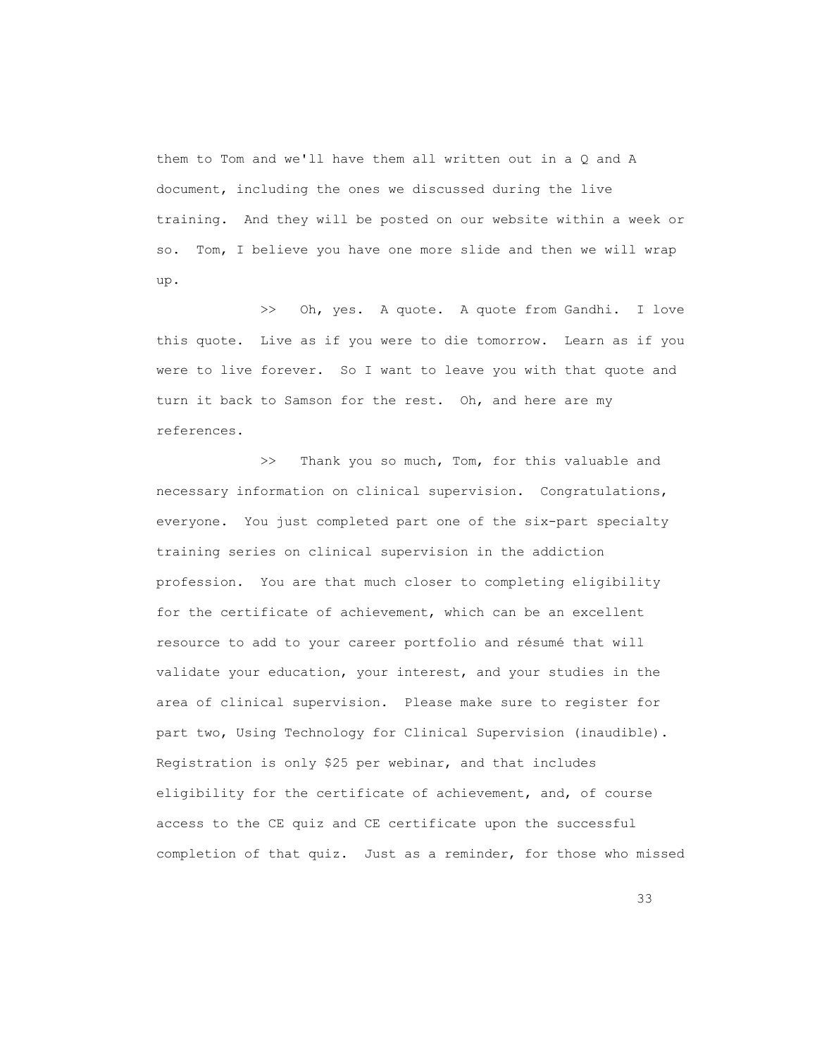them to Tom and we'll have them all written out in a Q and A document, including the ones we discussed during the live training. And they will be posted on our website within a week or so. Tom, I believe you have one more slide and then we will wrap up.

>> Oh, yes. A quote. A quote from Gandhi. I love this quote. Live as if you were to die tomorrow. Learn as if you were to live forever. So I want to leave you with that quote and turn it back to Samson for the rest. Oh, and here are my references.

>> Thank you so much, Tom, for this valuable and necessary information on clinical supervision. Congratulations, everyone. You just completed part one of the six-part specialty training series on clinical supervision in the addiction profession. You are that much closer to completing eligibility for the certificate of achievement, which can be an excellent resource to add to your career portfolio and résumé that will validate your education, your interest, and your studies in the area of clinical supervision. Please make sure to register for part two, Using Technology for Clinical Supervision (inaudible). Registration is only $25 per webinar, and that includes eligibility for the certificate of achievement, and, of course access to the CE quiz and CE certificate upon the successful completion of that quiz. Just as a reminder, for those who missed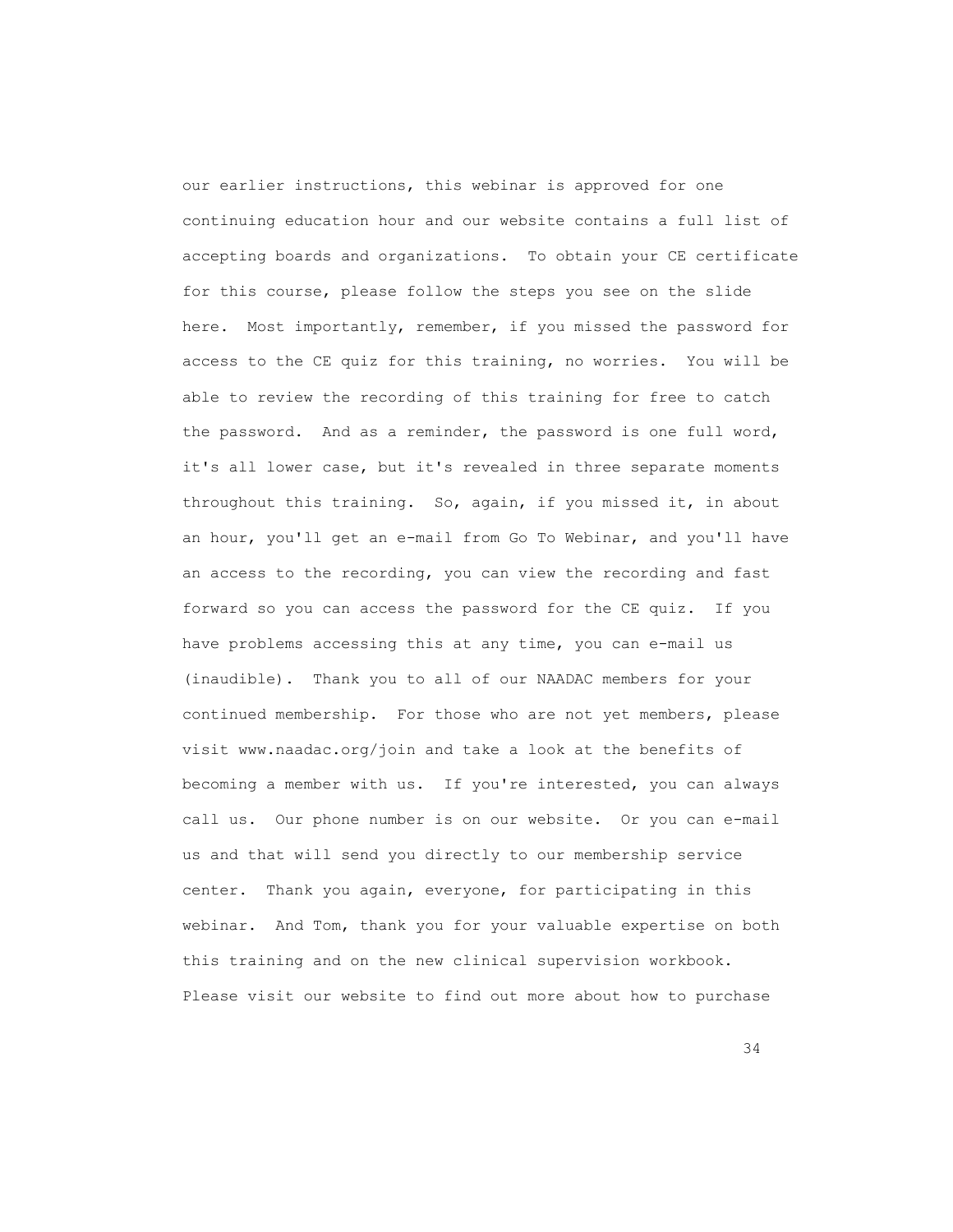our earlier instructions, this webinar is approved for one continuing education hour and our website contains a full list of accepting boards and organizations. To obtain your CE certificate for this course, please follow the steps you see on the slide here. Most importantly, remember, if you missed the password for access to the CE quiz for this training, no worries. You will be able to review the recording of this training for free to catch the password. And as a reminder, the password is one full word, it's all lower case, but it's revealed in three separate moments throughout this training. So, again, if you missed it, in about an hour, you'll get an e-mail from Go To Webinar, and you'll have an access to the recording, you can view the recording and fast forward so you can access the password for the CE quiz. If you have problems accessing this at any time, you can e-mail us (inaudible). Thank you to all of our NAADAC members for your continued membership. For those who are not yet members, please visit www.naadac.org/join and take a look at the benefits of becoming a member with us. If you're interested, you can always call us. Our phone number is on our website. Or you can e-mail us and that will send you directly to our membership service center. Thank you again, everyone, for participating in this webinar. And Tom, thank you for your valuable expertise on both this training and on the new clinical supervision workbook. Please visit our website to find out more about how to purchase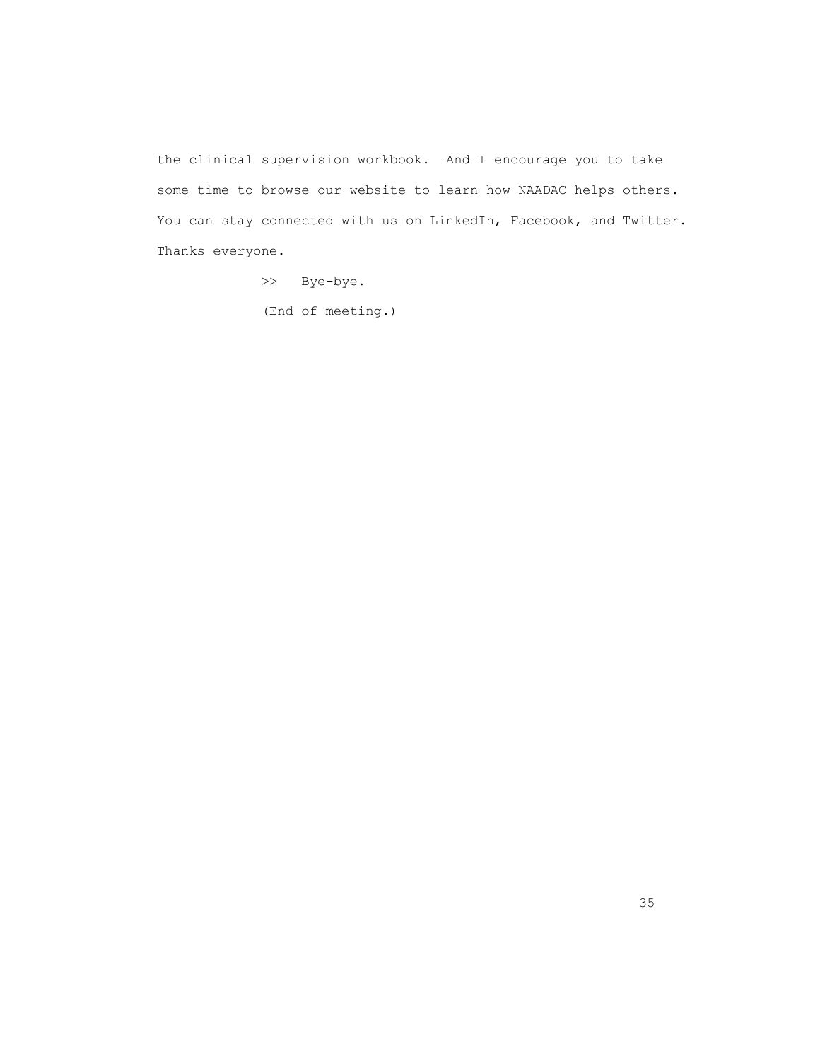the clinical supervision workbook. And I encourage you to take some time to browse our website to learn how NAADAC helps others. You can stay connected with us on LinkedIn, Facebook, and Twitter. Thanks everyone.

>> Bye-bye.

(End of meeting.)